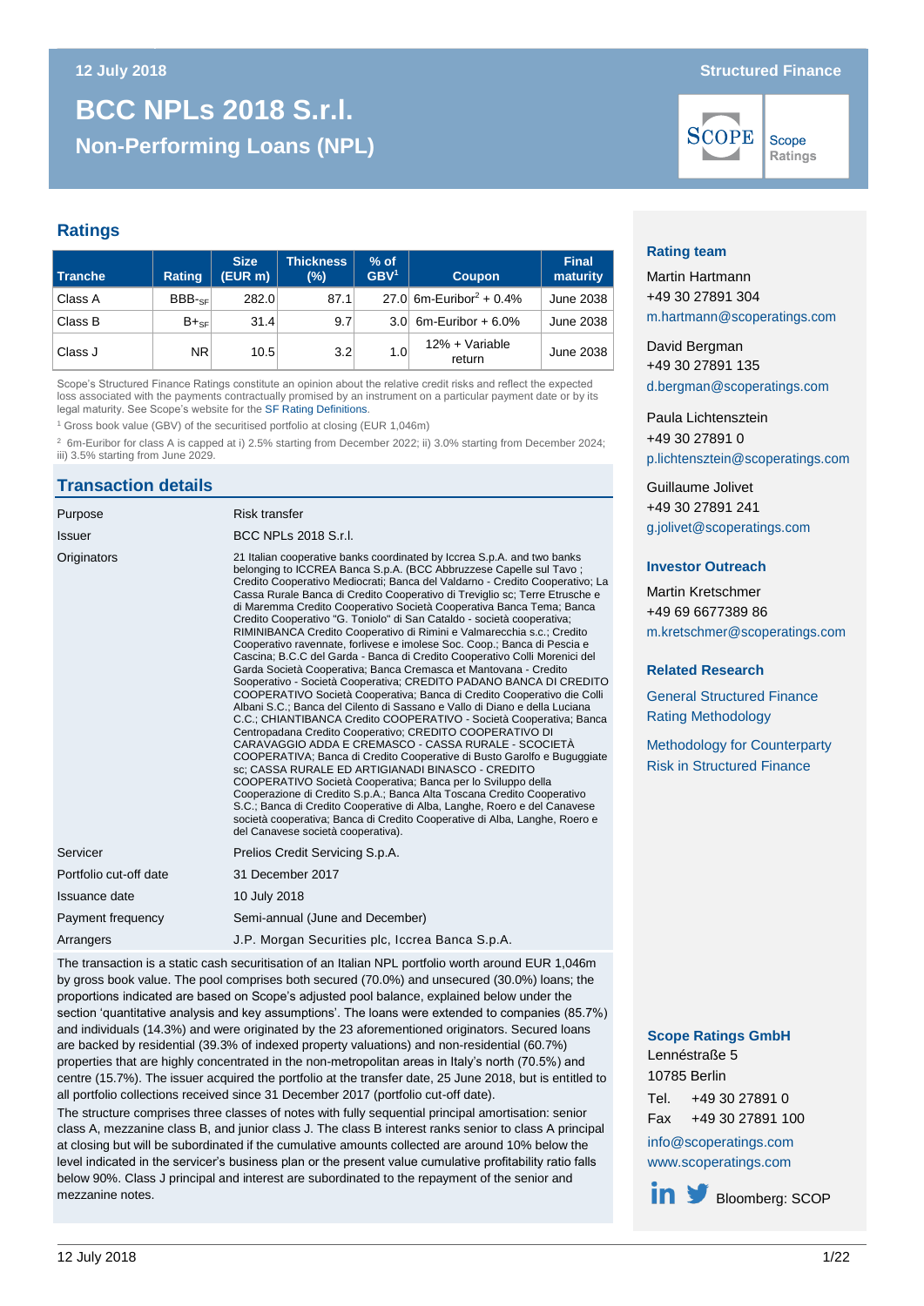12 July 2018 | Structured Finance

# BCC NPLs 2018 S.r.l.

## Non-Performing Loans (NPL)

## Ratings

| Tranche | Rating | Size (EUR m) | Thickness (%) | % of GBV[1] | Coupon | Final maturity |
|---|---|---|---|---|---|---|
| Class A | $BBB_{SF}$ | 282.0 | 87.1 | 27.0 | 6m-Euribor[2] + 0.4% | June 2038 |
| Class B | $B+_{SF}$ | 31.4 | 9.7 | 3.0 | 6m-Euribor + 6.0% | June 2038 |
| Class J | NR | 10.5 | 3.2 | 1.0 | 12% + Variable return | June 2038 |

Scope's Structured Finance Ratings constitute an opinion about the relative credit risks and reflect the expected loss associated with the payments contractually promised by an instrument on a particular payment date or by its legal maturity. See Scope's website for the SF Rating Definitions.

[1] Gross book value (GBV) of the securitised portfolio at closing (EUR 1,046m)

[2] 6m-Euribor for class A is capped at i) 2.5% starting from December 2022; ii) 3.0% starting from December 2024; iii) 3.5% starting from June 2029.

## Transaction details

| | |
|---|---|
| Purpose | Risk transfer |
| Issuer | BCC NPLs 2018 S.r.l. |
| Originators | 21 Italian cooperative banks coordinated by Iccrea S.p.A. and two banks belonging to ICCREA Banca S.p.A. (BCC Abbruzzese Capelle sul Tavo ; Credito Cooperativo Mediocrati; Banca del Valdarno - Credito Cooperativo; La Cassa Rurale Banca di Credito Cooperativo di Treviglio sc; Terre Etrusche e di Maremma Credito Cooperativo Società Cooperativa Banca Tema; Banca Credito Cooperativo "G. Toniolo" di San Cataldo - società cooperativa; RIMINIBANCA Credito Cooperativo di Rimini e Valmarecchia s.c.; Credito Cooperativo ravennate, forlivese e imolese Soc. Coop.; Banca di Pescia e Cascina; B.C.C del Garda - Banca di Credito Cooperativo Colli Morenici del Garda Società Cooperativa; Banca Cremasca et Mantovana - Credito Sooperativo - Società Cooperativa; CREDITO PADANO BANCA DI CREDITO COOPERATIVO Società Cooperativa; Banca di Credito Cooperativo die Colli Albani S.C.; Banca del Cilento di Sassano e Vallo di Diano e della Luciana C.C.; CHIANTIBANCA Credito COOPERATIVO - Società Cooperativa; Banca Centropadana Credito Cooperativo; CREDITO COOPERATIVO DI CARAVAGGIO ADDA E CREMASCO - CASSA RURALE - SCOCIETÀ COOPERATIVA; Banca di Credito Cooperative di Busto Garolfo e Buguggiate sc; CASSA RURALE ED ARTIGIANADI BINASCO - CREDITO COOPERATIVO Società Cooperativa; Banca per lo Sviluppo della Cooperazione di Credito S.p.A.; Banca Alta Toscana Credito Cooperativo S.C.; Banca di Credito Cooperative di Alba, Langhe, Roero e del Canavese società cooperativa; Banca di Credito Cooperative di Alba, Langhe, Roero e del Canavese società cooperativa). |
| Servicer | Prelios Credit Servicing S.p.A. |
| Portfolio cut-off date | 31 December 2017 |
| Issuance date | 10 July 2018 |
| Payment frequency | Semi-annual (June and December) |
| Arrangers | J.P. Morgan Securities plc, Iccrea Banca S.p.A. |

The transaction is a static cash securitisation of an Italian NPL portfolio worth around EUR 1,046m by gross book value. The pool comprises both secured (70.0%) and unsecured (30.0%) loans; the proportions indicated are based on Scope's adjusted pool balance, explained below under the section 'quantitative analysis and key assumptions'. The loans were extended to companies (85.7%) and individuals (14.3%) and were originated by the 23 aforementioned originators. Secured loans are backed by residential (39.3% of indexed property valuations) and non-residential (60.7%) properties that are highly concentrated in the non-metropolitan areas in Italy's north (70.5%) and centre (15.7%). The issuer acquired the portfolio at the transfer date, 25 June 2018, but is entitled to all portfolio collections received since 31 December 2017 (portfolio cut-off date).

The structure comprises three classes of notes with fully sequential principal amortisation: senior class A, mezzanine class B, and junior class J. The class B interest ranks senior to class A principal at closing but will be subordinated if the cumulative amounts collected are around 10% below the level indicated in the servicer's business plan or the present value cumulative profitability ratio falls below 90%. Class J principal and interest are subordinated to the repayment of the senior and mezzanine notes.

### Rating team

Martin Hartmann
+49 30 27891 304
m.hartmann@scoperatings.com

David Bergman
+49 30 27891 135
d.bergman@scoperatings.com

Paula Lichtensztein
+49 30 27891 0
p.lichtensztein@scoperatings.com

Guillaume Jolivet
+49 30 27891 241
g.jolivet@scoperatings.com

### Investor Outreach

Martin Kretschmer
+49 69 6677389 86
m.kretschmer@scoperatings.com

### Related Research

General Structured Finance Rating Methodology

Methodology for Counterparty Risk in Structured Finance

### Scope Ratings GmbH

Lennéstraße 5
10785 Berlin

Tel. +49 30 27891 0
Fax +49 30 27891 100

info@scoperatings.com
www.scoperatings.com

Bloomberg: SCOP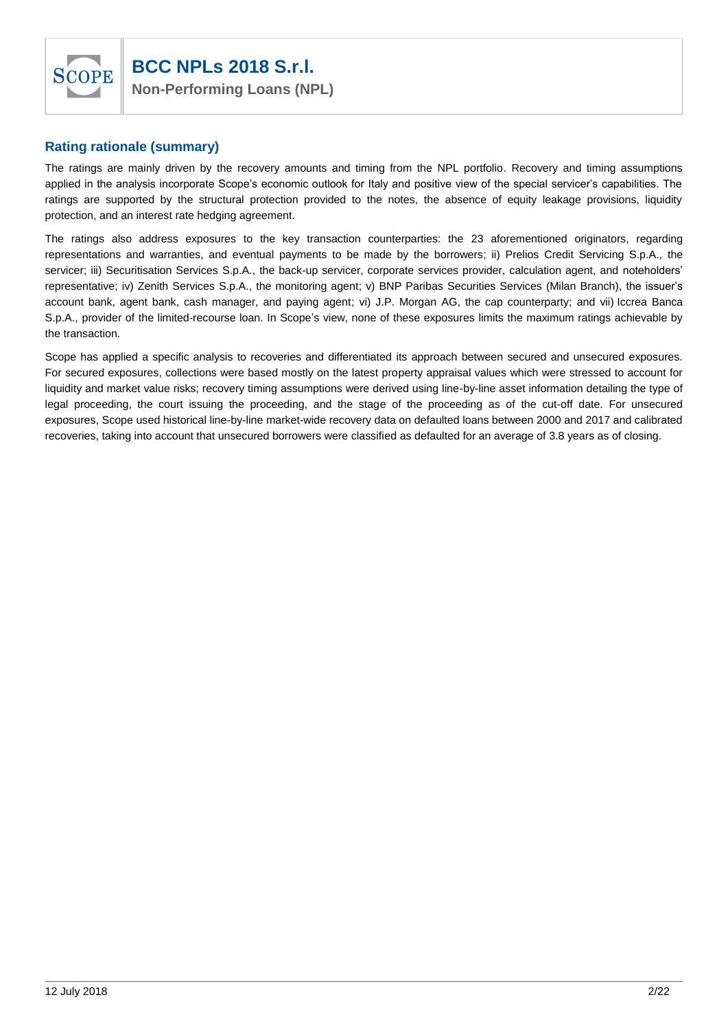## Rating rationale (summary)

The ratings are mainly driven by the recovery amounts and timing from the NPL portfolio. Recovery and timing assumptions applied in the analysis incorporate Scope's economic outlook for Italy and positive view of the special servicer's capabilities. The ratings are supported by the structural protection provided to the notes, the absence of equity leakage provisions, liquidity protection, and an interest rate hedging agreement.

The ratings also address exposures to the key transaction counterparties: the 23 aforementioned originators, regarding representations and warranties, and eventual payments to be made by the borrowers; ii) Prelios Credit Servicing S.p.A., the servicer; iii) Securitisation Services S.p.A., the back-up servicer, corporate services provider, calculation agent, and noteholders' representative; iv) Zenith Services S.p.A., the monitoring agent; v) BNP Paribas Securities Services (Milan Branch), the issuer's account bank, agent bank, cash manager, and paying agent; vi) J.P. Morgan AG, the cap counterparty; and vii) Iccrea Banca S.p.A., provider of the limited-recourse loan. In Scope's view, none of these exposures limits the maximum ratings achievable by the transaction.

Scope has applied a specific analysis to recoveries and differentiated its approach between secured and unsecured exposures. For secured exposures, collections were based mostly on the latest property appraisal values which were stressed to account for liquidity and market value risks; recovery timing assumptions were derived using line-by-line asset information detailing the type of legal proceeding, the court issuing the proceeding, and the stage of the proceeding as of the cut-off date. For unsecured exposures, Scope used historical line-by-line market-wide recovery data on defaulted loans between 2000 and 2017 and calibrated recoveries, taking into account that unsecured borrowers were classified as defaulted for an average of 3.8 years as of closing.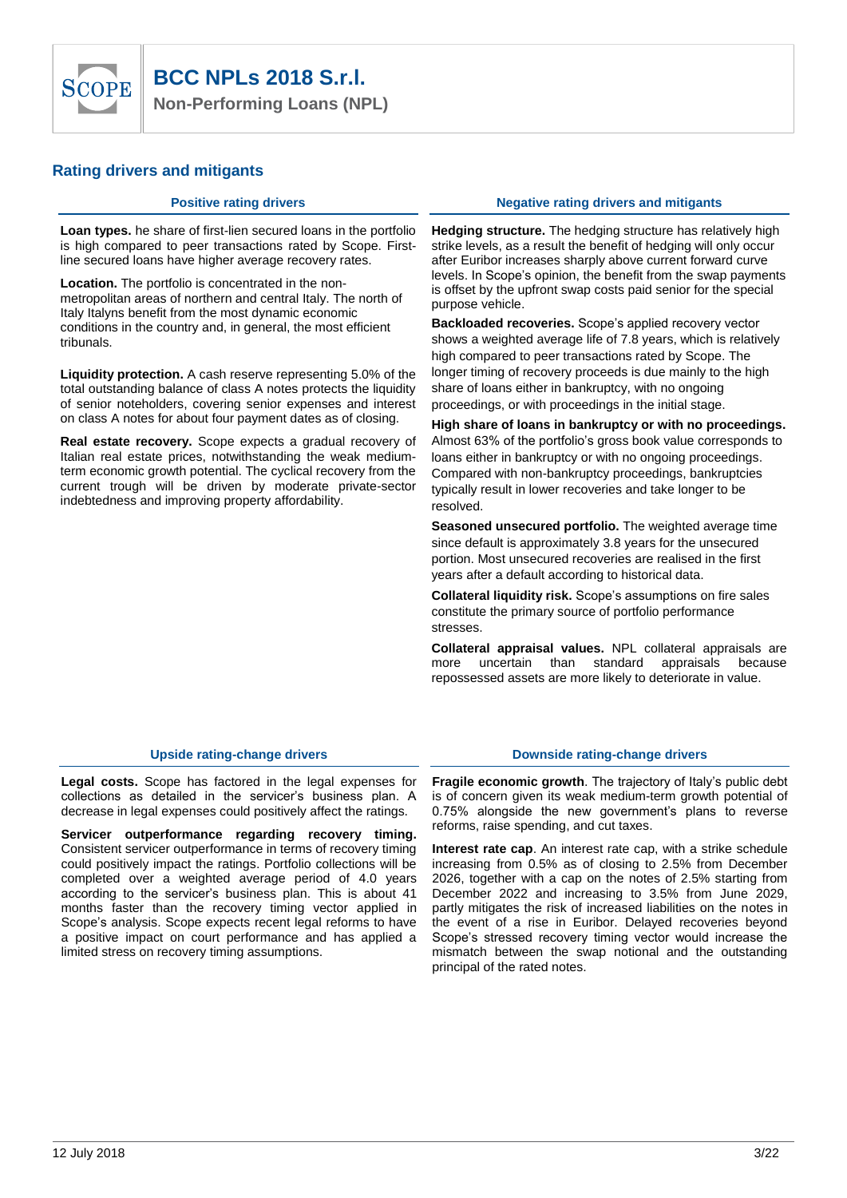## Rating drivers and mitigants

### Positive rating drivers

**Loan types.** he share of first-lien secured loans in the portfolio is high compared to peer transactions rated by Scope. First-line secured loans have higher average recovery rates.

**Location.** The portfolio is concentrated in the non-metropolitan areas of northern and central Italy. The north of Italy Italyns benefit from the most dynamic economic conditions in the country and, in general, the most efficient tribunals.

**Liquidity protection.** A cash reserve representing 5.0% of the total outstanding balance of class A notes protects the liquidity of senior noteholders, covering senior expenses and interest on class A notes for about four payment dates as of closing.

**Real estate recovery.** Scope expects a gradual recovery of Italian real estate prices, notwithstanding the weak medium-term economic growth potential. The cyclical recovery from the current trough will be driven by moderate private-sector indebtedness and improving property affordability.

### Negative rating drivers and mitigants

**Hedging structure.** The hedging structure has relatively high strike levels, as a result the benefit of hedging will only occur after Euribor increases sharply above current forward curve levels. In Scope's opinion, the benefit from the swap payments is offset by the upfront swap costs paid senior for the special purpose vehicle.

**Backloaded recoveries.** Scope's applied recovery vector shows a weighted average life of 7.8 years, which is relatively high compared to peer transactions rated by Scope. The longer timing of recovery proceeds is due mainly to the high share of loans either in bankruptcy, with no ongoing proceedings, or with proceedings in the initial stage.

**High share of loans in bankruptcy or with no proceedings.** Almost 63% of the portfolio's gross book value corresponds to loans either in bankruptcy or with no ongoing proceedings. Compared with non-bankruptcy proceedings, bankruptcies typically result in lower recoveries and take longer to be resolved.

**Seasoned unsecured portfolio.** The weighted average time since default is approximately 3.8 years for the unsecured portion. Most unsecured recoveries are realised in the first years after a default according to historical data.

**Collateral liquidity risk.** Scope's assumptions on fire sales constitute the primary source of portfolio performance stresses.

**Collateral appraisal values.** NPL collateral appraisals are more uncertain than standard appraisals because repossessed assets are more likely to deteriorate in value.

### Upside rating-change drivers

**Legal costs.** Scope has factored in the legal expenses for collections as detailed in the servicer's business plan. A decrease in legal expenses could positively affect the ratings.

**Servicer outperformance regarding recovery timing.** Consistent servicer outperformance in terms of recovery timing could positively impact the ratings. Portfolio collections will be completed over a weighted average period of 4.0 years according to the servicer's business plan. This is about 41 months faster than the recovery timing vector applied in Scope's analysis. Scope expects recent legal reforms to have a positive impact on court performance and has applied a limited stress on recovery timing assumptions.

### Downside rating-change drivers

**Fragile economic growth**. The trajectory of Italy's public debt is of concern given its weak medium-term growth potential of 0.75% alongside the new government's plans to reverse reforms, raise spending, and cut taxes.

**Interest rate cap**. An interest rate cap, with a strike schedule increasing from 0.5% as of closing to 2.5% from December 2026, together with a cap on the notes of 2.5% starting from December 2022 and increasing to 3.5% from June 2029, partly mitigates the risk of increased liabilities on the notes in the event of a rise in Euribor. Delayed recoveries beyond Scope's stressed recovery timing vector would increase the mismatch between the swap notional and the outstanding principal of the rated notes.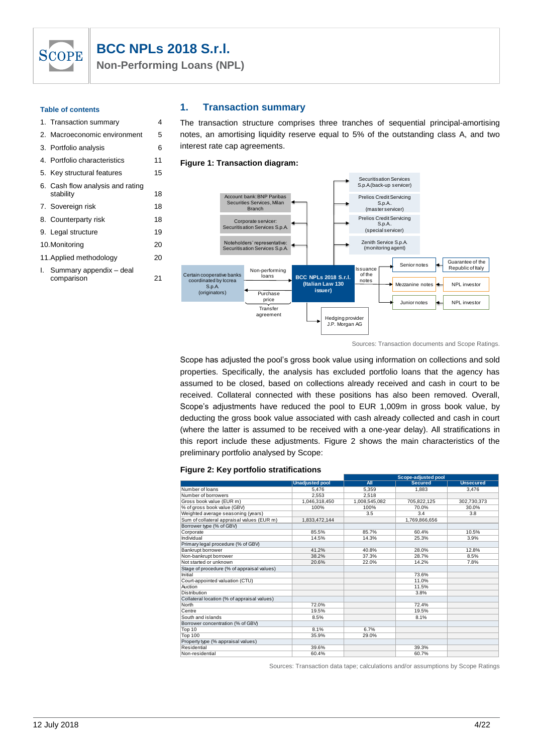# BCC NPLs 2018 S.r.l.

**Non-Performing Loans (NPL)**

**Table of contents**

1. Transaction summary 4
2. Macroeconomic environment 5
3. Portfolio analysis 6
4. Portfolio characteristics 11
5. Key structural features 15
6. Cash flow analysis and rating stability 18
7. Sovereign risk 18
8. Counterparty risk 18
9. Legal structure 19
10. Monitoring 20
11. Applied methodology 20

I. Summary appendix – deal comparison 21

## 1. Transaction summary

The transaction structure comprises three tranches of sequential principal-amortising notes, an amortising liquidity reserve equal to 5% of the outstanding class A, and two interest rate cap agreements.

**Figure 1: Transaction diagram:**

Account bank: BNP Paribas Securities Services, Milan Branch

Corporate servicer: Securitisation Services S.p.A.

Noteholders' representative: Securitisation Services S.p.A.

Securitisation Services S.p.A. (back-up servicer)

Prelios Credit Servicing S.p.A. (master servicer)

Prelios Credit Servicing S.p.A. (special servicer)

Zenith Service S.p.A. (monitoring agent)

Certain cooperative banks coordinated by Iccrea S.p.A. (originators) — Non-performing loans → BCC NPLs 2018 S.r.l. (Italian Law 130 issuer); Purchase price; Transfer agreement

Issuance of the notes: Senior notes (Guarantee of the Republic of Italy); Mezzanine notes (NPL investor); Junior notes (NPL investor)

Hedging provider J.P. Morgan AG

Sources: Transaction documents and Scope Ratings.

Scope has adjusted the pool's gross book value using information on collections and sold properties. Specifically, the analysis has excluded portfolio loans that the agency has assumed to be closed, based on collections already received and cash in court to be received. Collateral connected with these positions has also been removed. Overall, Scope's adjustments have reduced the pool to EUR 1,009m in gross book value, by deducting the gross book value associated with cash already collected and cash in court (where the latter is assumed to be received with a one-year delay). All stratifications in this report include these adjustments. Figure 2 shows the main characteristics of the preliminary portfolio analysed by Scope:

**Figure 2: Key portfolio stratifications**

| | | Scope-adjusted pool | | |
|---|---|---|---|---|
| | Unadjusted pool | All | Secured | Unsecured |
| Number of loans | 5,476 | 5,359 | 1,883 | 3,476 |
| Number of borrowers | 2,553 | 2,518 | | |
| Gross book value (EUR m) | 1,046,318,450 | 1,008,545,082 | 705,822,125 | 302,730,373 |
| % of gross book value (GBV) | 100% | 100% | 70.0% | 30.0% |
| Weighted average seasoning (years) | | 3.5 | 3.4 | 3.8 |
| Sum of collateral appraisal values (EUR m) | 1,833,472,144 | | 1,769,866,656 | |
| Borrower type (% of GBV) | | | | |
| Corporate | 85.5% | 85.7% | 60.4% | 10.5% |
| Individual | 14.5% | 14.3% | 25.3% | 3.9% |
| Primary legal procedure (% of GBV) | | | | |
| Bankrupt borrower | 41.2% | 40.8% | 28.0% | 12.8% |
| Non-bankrupt borrower | 38.2% | 37.3% | 28.7% | 8.5% |
| Not started or unknown | 20.6% | 22.0% | 14.2% | 7.8% |
| Stage of procedure (% of appraisal values) | | | | |
| Initial | | | 73.6% | |
| Court-appointed valuation (CTU) | | | 11.0% | |
| Auction | | | 11.5% | |
| Distribution | | | 3.8% | |
| Collateral location (% of appraisal values) | | | | |
| North | 72.0% | | 72.4% | |
| Centre | 19.5% | | 19.5% | |
| South and islands | 8.5% | | 8.1% | |
| Borrower concentration (% of GBV) | | | | |
| Top 10 | 8.1% | 6.7% | | |
| Top 100 | 35.9% | 29.0% | | |
| Property type (% appraisal values) | | | | |
| Residential | 39.6% | | 39.3% | |
| Non-residential | 60.4% | | 60.7% | |

Sources: Transaction data tape; calculations and/or assumptions by Scope Ratings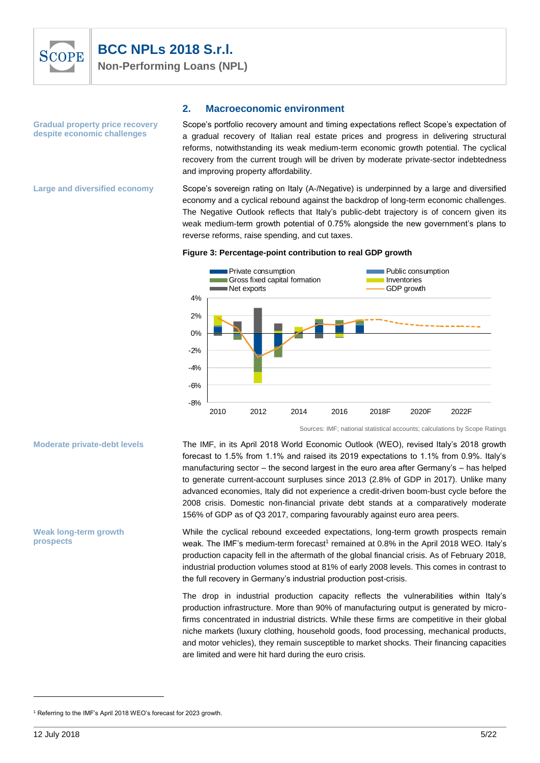## 2. Macroeconomic environment

**Gradual property price recovery despite economic challenges**

Scope's portfolio recovery amount and timing expectations reflect Scope's expectation of a gradual recovery of Italian real estate prices and progress in delivering structural reforms, notwithstanding its weak medium-term economic growth potential. The cyclical recovery from the current trough will be driven by moderate private-sector indebtedness and improving property affordability.

**Large and diversified economy**

Scope's sovereign rating on Italy (A-/Negative) is underpinned by a large and diversified economy and a cyclical rebound against the backdrop of long-term economic challenges. The Negative Outlook reflects that Italy's public-debt trajectory is of concern given its weak medium-term growth potential of 0.75% alongside the new government's plans to reverse reforms, raise spending, and cut taxes.

**Figure 3: Percentage-point contribution to real GDP growth**

Sources: IMF; national statistical accounts; calculations by Scope Ratings

**Moderate private-debt levels**

The IMF, in its April 2018 World Economic Outlook (WEO), revised Italy's 2018 growth forecast to 1.5% from 1.1% and raised its 2019 expectations to 1.1% from 0.9%. Italy's manufacturing sector – the second largest in the euro area after Germany's – has helped to generate current-account surpluses since 2013 (2.8% of GDP in 2017). Unlike many advanced economies, Italy did not experience a credit-driven boom-bust cycle before the 2008 crisis. Domestic non-financial private debt stands at a comparatively moderate 156% of GDP as of Q3 2017, comparing favourably against euro area peers.

**Weak long-term growth prospects**

While the cyclical rebound exceeded expectations, long-term growth prospects remain weak. The IMF's medium-term forecast[1] remained at 0.8% in the April 2018 WEO. Italy's production capacity fell in the aftermath of the global financial crisis. As of February 2018, industrial production volumes stood at 81% of early 2008 levels. This comes in contrast to the full recovery in Germany's industrial production post-crisis.

The drop in industrial production capacity reflects the vulnerabilities within Italy's production infrastructure. More than 90% of manufacturing output is generated by micro-firms concentrated in industrial districts. While these firms are competitive in their global niche markets (luxury clothing, household goods, food processing, mechanical products, and motor vehicles), they remain susceptible to market shocks. Their financing capacities are limited and were hit hard during the euro crisis.

[1] Referring to the IMF's April 2018 WEO's forecast for 2023 growth.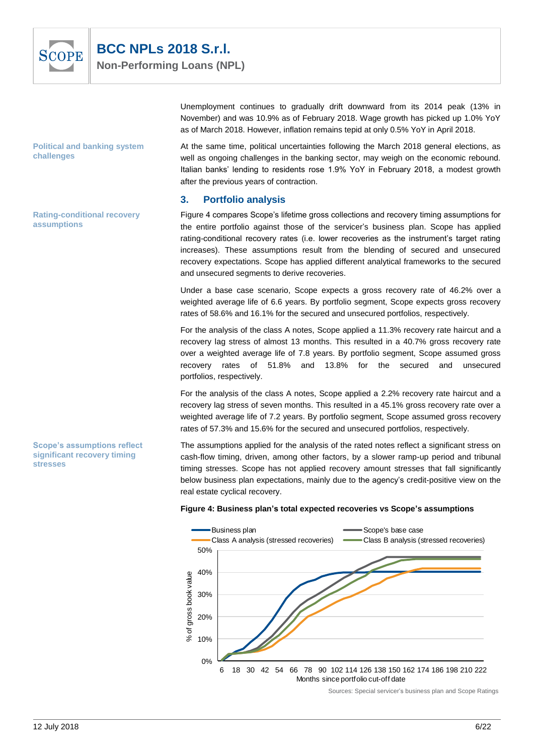Unemployment continues to gradually drift downward from its 2014 peak (13% in November) and was 10.9% as of February 2018. Wage growth has picked up 1.0% YoY as of March 2018. However, inflation remains tepid at only 0.5% YoY in April 2018.

**Political and banking system challenges**

At the same time, political uncertainties following the March 2018 general elections, as well as ongoing challenges in the banking sector, may weigh on the economic rebound. Italian banks' lending to residents rose 1.9% YoY in February 2018, a modest growth after the previous years of contraction.

## 3. Portfolio analysis

**Rating-conditional recovery assumptions**

Figure 4 compares Scope's lifetime gross collections and recovery timing assumptions for the entire portfolio against those of the servicer's business plan. Scope has applied rating-conditional recovery rates (i.e. lower recoveries as the instrument's target rating increases). These assumptions result from the blending of secured and unsecured recovery expectations. Scope has applied different analytical frameworks to the secured and unsecured segments to derive recoveries.

Under a base case scenario, Scope expects a gross recovery rate of 46.2% over a weighted average life of 6.6 years. By portfolio segment, Scope expects gross recovery rates of 58.6% and 16.1% for the secured and unsecured portfolios, respectively.

For the analysis of the class A notes, Scope applied a 11.3% recovery rate haircut and a recovery lag stress of almost 13 months. This resulted in a 40.7% gross recovery rate over a weighted average life of 7.8 years. By portfolio segment, Scope assumed gross recovery rates of 51.8% and 13.8% for the secured and unsecured portfolios, respectively.

For the analysis of the class A notes, Scope applied a 2.2% recovery rate haircut and a recovery lag stress of seven months. This resulted in a 45.1% gross recovery rate over a weighted average life of 7.2 years. By portfolio segment, Scope assumed gross recovery rates of 57.3% and 15.6% for the secured and unsecured portfolios, respectively.

**Scope's assumptions reflect significant recovery timing stresses**

The assumptions applied for the analysis of the rated notes reflect a significant stress on cash-flow timing, driven, among other factors, by a slower ramp-up period and tribunal timing stresses. Scope has not applied recovery amount stresses that fall significantly below business plan expectations, mainly due to the agency's credit-positive view on the real estate cyclical recovery.

**Figure 4: Business plan's total expected recoveries vs Scope's assumptions**

Sources: Special servicer's business plan and Scope Ratings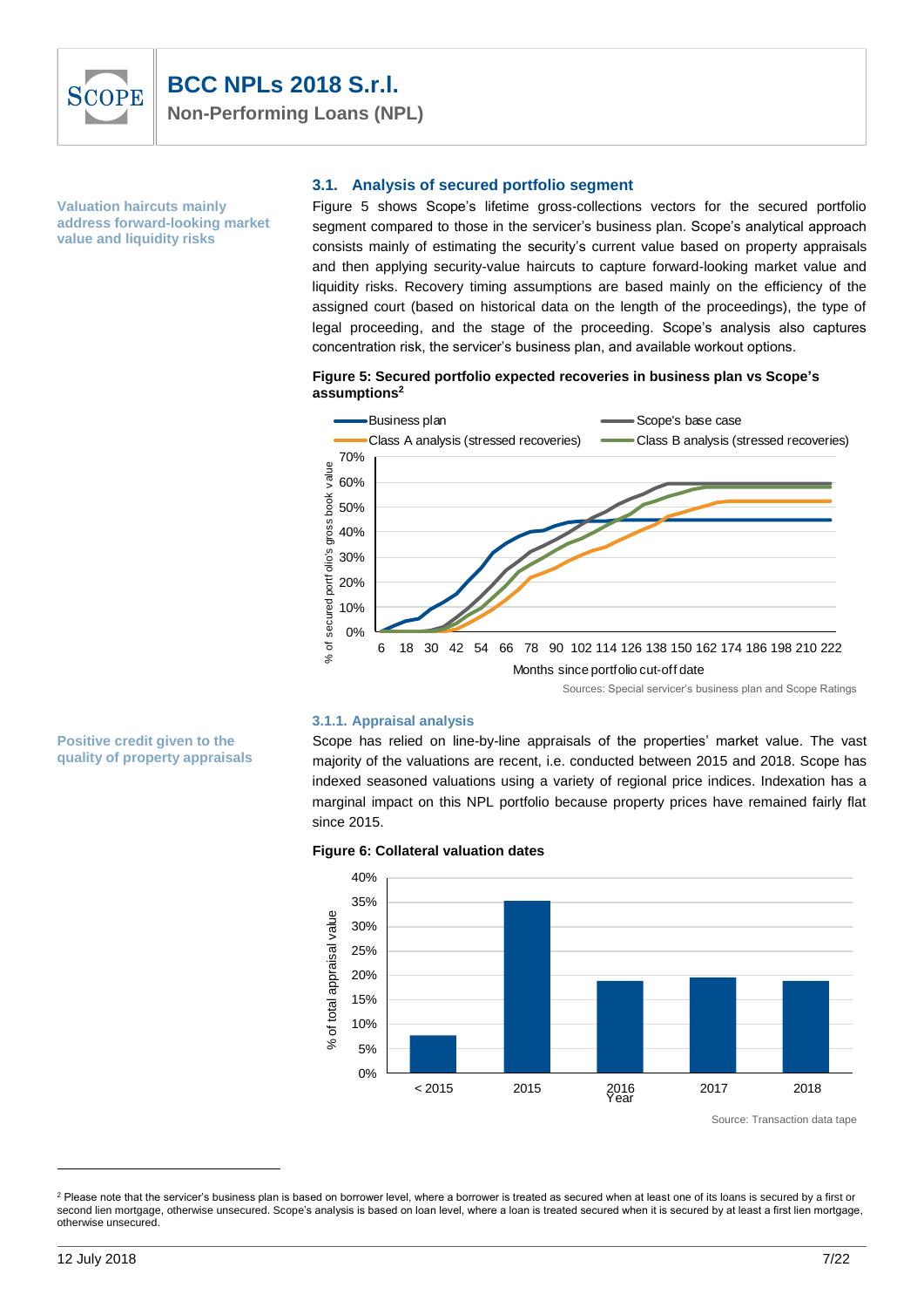Valuation haircuts mainly address forward-looking market value and liquidity risks

## 3.1. Analysis of secured portfolio segment

Figure 5 shows Scope's lifetime gross-collections vectors for the secured portfolio segment compared to those in the servicer's business plan. Scope's analytical approach consists mainly of estimating the security's current value based on property appraisals and then applying security-value haircuts to capture forward-looking market value and liquidity risks. Recovery timing assumptions are based mainly on the efficiency of the assigned court (based on historical data on the length of the proceedings), the type of legal proceeding, and the stage of the proceeding. Scope's analysis also captures concentration risk, the servicer's business plan, and available workout options.

**Figure 5: Secured portfolio expected recoveries in business plan vs Scope's assumptions[2]**

Sources: Special servicer's business plan and Scope Ratings

Positive credit given to the quality of property appraisals

### 3.1.1. Appraisal analysis

Scope has relied on line-by-line appraisals of the properties' market value. The vast majority of the valuations are recent, i.e. conducted between 2015 and 2018. Scope has indexed seasoned valuations using a variety of regional price indices. Indexation has a marginal impact on this NPL portfolio because property prices have remained fairly flat since 2015.

**Figure 6: Collateral valuation dates**

Source: Transaction data tape

[2] Please note that the servicer's business plan is based on borrower level, where a borrower is treated as secured when at least one of its loans is secured by a first or second lien mortgage, otherwise unsecured. Scope's analysis is based on loan level, where a loan is treated secured when it is secured by at least a first lien mortgage, otherwise unsecured.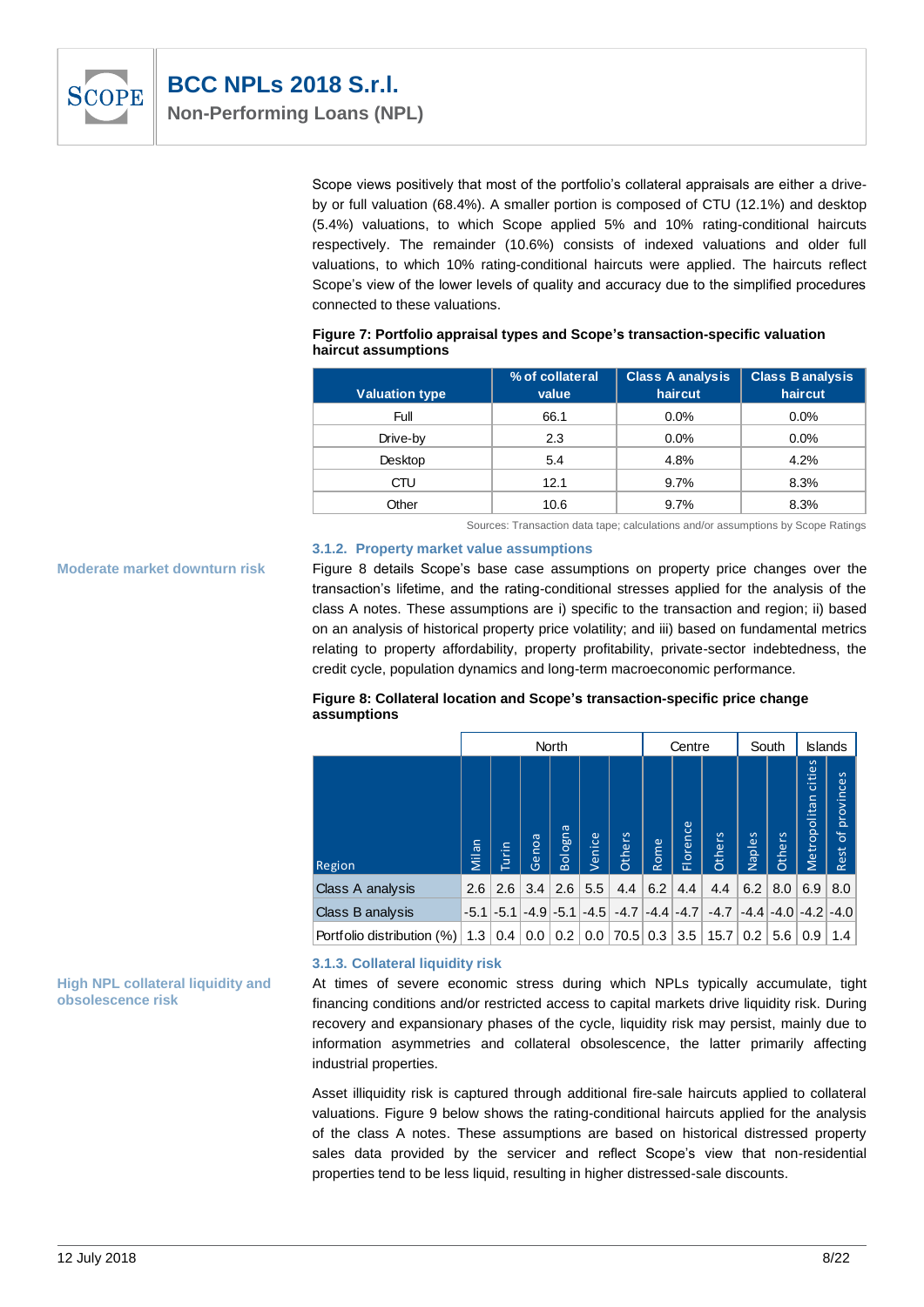Scope views positively that most of the portfolio's collateral appraisals are either a drive-by or full valuation (68.4%). A smaller portion is composed of CTU (12.1%) and desktop (5.4%) valuations, to which Scope applied 5% and 10% rating-conditional haircuts respectively. The remainder (10.6%) consists of indexed valuations and older full valuations, to which 10% rating-conditional haircuts were applied. The haircuts reflect Scope's view of the lower levels of quality and accuracy due to the simplified procedures connected to these valuations.

**Figure 7: Portfolio appraisal types and Scope's transaction-specific valuation haircut assumptions**

| Valuation type | % of collateral value | Class A analysis haircut | Class B analysis haircut |
|---|---|---|---|
| Full | 66.1 | 0.0% | 0.0% |
| Drive-by | 2.3 | 0.0% | 0.0% |
| Desktop | 5.4 | 4.8% | 4.2% |
| CTU | 12.1 | 9.7% | 8.3% |
| Other | 10.6 | 9.7% | 8.3% |

Sources: Transaction data tape; calculations and/or assumptions by Scope Ratings

### 3.1.2. Property market value assumptions

**Moderate market downturn risk**

Figure 8 details Scope's base case assumptions on property price changes over the transaction's lifetime, and the rating-conditional stresses applied for the analysis of the class A notes. These assumptions are i) specific to the transaction and region; ii) based on an analysis of historical property price volatility; and iii) based on fundamental metrics relating to property affordability, property profitability, private-sector indebtedness, the credit cycle, population dynamics and long-term macroeconomic performance.

**Figure 8: Collateral location and Scope's transaction-specific price change assumptions**

| | North | | | | | | Centre | | | South | | Islands | |
|---|---|---|---|---|---|---|---|---|---|---|---|---|---|
| Region | Milan | Turin | Genoa | Bologna | Venice | Others | Rome | Florence | Others | Naples | Others | Metropolitan cities | Rest of provinces |
| Class A analysis | 2.6 | 2.6 | 3.4 | 2.6 | 5.5 | 4.4 | 6.2 | 4.4 | 4.4 | 6.2 | 8.0 | 6.9 | 8.0 |
| Class B analysis | -5.1 | -5.1 | -4.9 | -5.1 | -4.5 | -4.7 | -4.4 | -4.7 | -4.7 | -4.4 | -4.0 | -4.2 | -4.0 |
| Portfolio distribution (%) | 1.3 | 0.4 | 0.0 | 0.2 | 0.0 | 70.5 | 0.3 | 3.5 | 15.7 | 0.2 | 5.6 | 0.9 | 1.4 |

### 3.1.3. Collateral liquidity risk

**High NPL collateral liquidity and obsolescence risk**

At times of severe economic stress during which NPLs typically accumulate, tight financing conditions and/or restricted access to capital markets drive liquidity risk. During recovery and expansionary phases of the cycle, liquidity risk may persist, mainly due to information asymmetries and collateral obsolescence, the latter primarily affecting industrial properties.

Asset illiquidity risk is captured through additional fire-sale haircuts applied to collateral valuations. Figure 9 below shows the rating-conditional haircuts applied for the analysis of the class A notes. These assumptions are based on historical distressed property sales data provided by the servicer and reflect Scope's view that non-residential properties tend to be less liquid, resulting in higher distressed-sale discounts.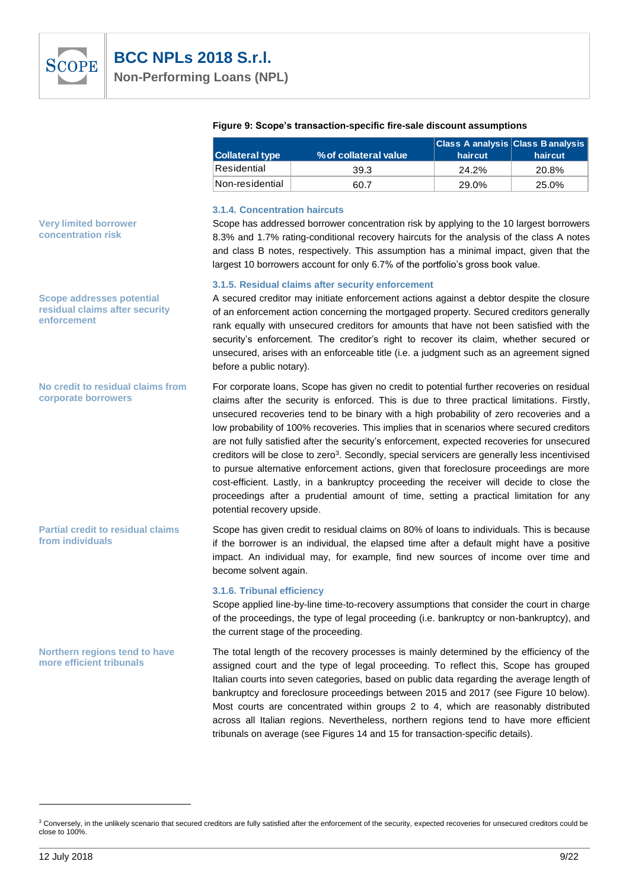**Figure 9: Scope's transaction-specific fire-sale discount assumptions**

| Collateral type | % of collateral value | Class A analysis haircut | Class B analysis haircut |
|---|---|---|---|
| Residential | 39.3 | 24.2% | 20.8% |
| Non-residential | 60.7 | 29.0% | 25.0% |

### 3.1.4. Concentration haircuts

**Very limited borrower concentration risk**

Scope has addressed borrower concentration risk by applying to the 10 largest borrowers 8.3% and 1.7% rating-conditional recovery haircuts for the analysis of the class A notes and class B notes, respectively. This assumption has a minimal impact, given that the largest 10 borrowers account for only 6.7% of the portfolio's gross book value.

### 3.1.5. Residual claims after security enforcement

**Scope addresses potential residual claims after security enforcement**

A secured creditor may initiate enforcement actions against a debtor despite the closure of an enforcement action concerning the mortgaged property. Secured creditors generally rank equally with unsecured creditors for amounts that have not been satisfied with the security's enforcement. The creditor's right to recover its claim, whether secured or unsecured, arises with an enforceable title (i.e. a judgment such as an agreement signed before a public notary).

**No credit to residual claims from corporate borrowers**

For corporate loans, Scope has given no credit to potential further recoveries on residual claims after the security is enforced. This is due to three practical limitations. Firstly, unsecured recoveries tend to be binary with a high probability of zero recoveries and a low probability of 100% recoveries. This implies that in scenarios where secured creditors are not fully satisfied after the security's enforcement, expected recoveries for unsecured creditors will be close to zero[3]. Secondly, special servicers are generally less incentivised to pursue alternative enforcement actions, given that foreclosure proceedings are more cost-efficient. Lastly, in a bankruptcy proceeding the receiver will decide to close the proceedings after a prudential amount of time, setting a practical limitation for any potential recovery upside.

**Partial credit to residual claims from individuals**

Scope has given credit to residual claims on 80% of loans to individuals. This is because if the borrower is an individual, the elapsed time after a default might have a positive impact. An individual may, for example, find new sources of income over time and become solvent again.

### 3.1.6. Tribunal efficiency

Scope applied line-by-line time-to-recovery assumptions that consider the court in charge of the proceedings, the type of legal proceeding (i.e. bankruptcy or non-bankruptcy), and the current stage of the proceeding.

**Northern regions tend to have more efficient tribunals**

The total length of the recovery processes is mainly determined by the efficiency of the assigned court and the type of legal proceeding. To reflect this, Scope has grouped Italian courts into seven categories, based on public data regarding the average length of bankruptcy and foreclosure proceedings between 2015 and 2017 (see Figure 10 below). Most courts are concentrated within groups 2 to 4, which are reasonably distributed across all Italian regions. Nevertheless, northern regions tend to have more efficient tribunals on average (see Figures 14 and 15 for transaction-specific details).

[3] Conversely, in the unlikely scenario that secured creditors are fully satisfied after the enforcement of the security, expected recoveries for unsecured creditors could be close to 100%.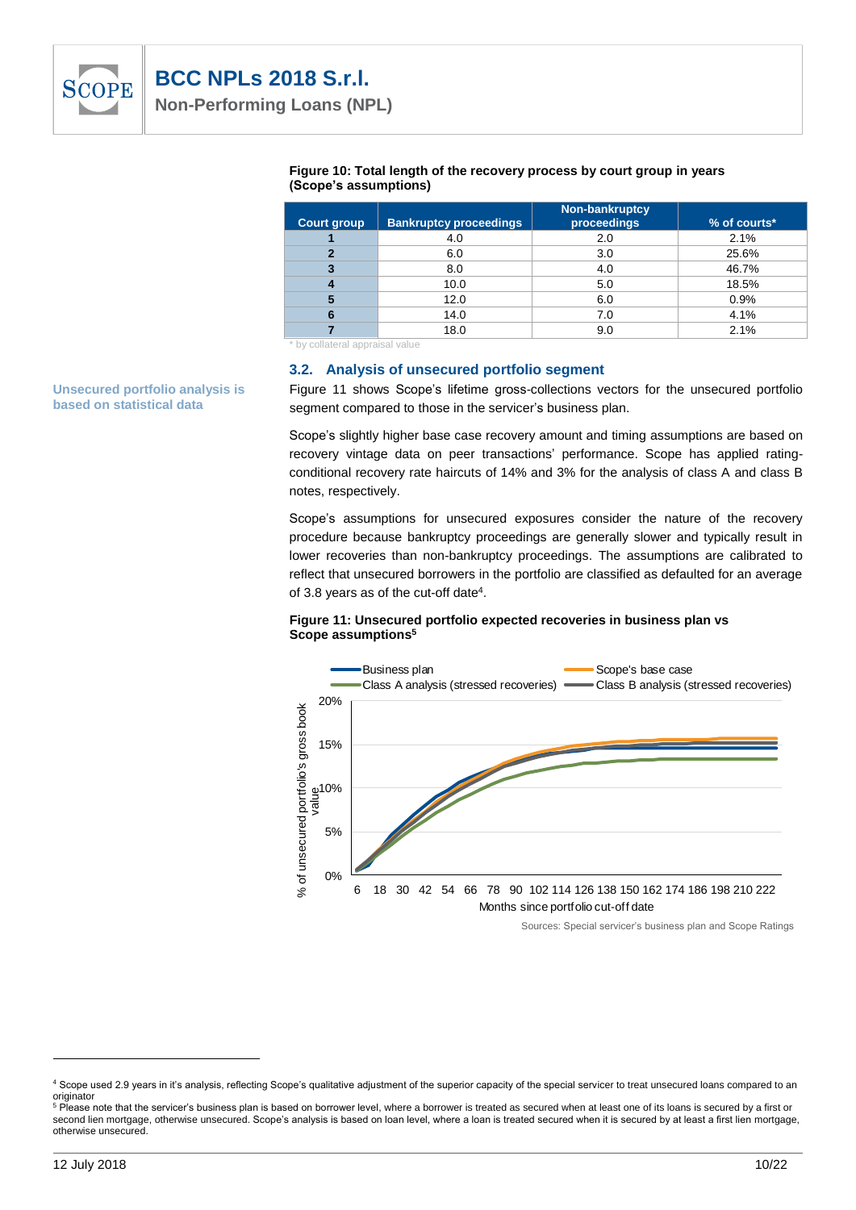**Figure 10: Total length of the recovery process by court group in years (Scope's assumptions)**

| Court group | Bankruptcy proceedings | Non-bankruptcy proceedings | % of courts* |
|---|---|---|---|
| 1 | 4.0 | 2.0 | 2.1% |
| 2 | 6.0 | 3.0 | 25.6% |
| 3 | 8.0 | 4.0 | 46.7% |
| 4 | 10.0 | 5.0 | 18.5% |
| 5 | 12.0 | 6.0 | 0.9% |
| 6 | 14.0 | 7.0 | 4.1% |
| 7 | 18.0 | 9.0 | 2.1% |

* by collateral appraisal value

## 3.2. Analysis of unsecured portfolio segment

**Unsecured portfolio analysis is based on statistical data**

Figure 11 shows Scope's lifetime gross-collections vectors for the unsecured portfolio segment compared to those in the servicer's business plan.

Scope's slightly higher base case recovery amount and timing assumptions are based on recovery vintage data on peer transactions' performance. Scope has applied rating-conditional recovery rate haircuts of 14% and 3% for the analysis of class A and class B notes, respectively.

Scope's assumptions for unsecured exposures consider the nature of the recovery procedure because bankruptcy proceedings are generally slower and typically result in lower recoveries than non-bankruptcy proceedings. The assumptions are calibrated to reflect that unsecured borrowers in the portfolio are classified as defaulted for an average of 3.8 years as of the cut-off date[4].

**Figure 11: Unsecured portfolio expected recoveries in business plan vs Scope assumptions[5]**

Legend: Business plan; Scope's base case; Class A analysis (stressed recoveries); Class B analysis (stressed recoveries)

Y-axis: % of unsecured portfolio's gross book value (0%–20%)

X-axis: Months since portfolio cut-off date (6, 18, 30, 42, 54, 66, 78, 90, 102, 114, 126, 138, 150, 162, 174, 186, 198, 210, 222)

Sources: Special servicer's business plan and Scope Ratings

[4] Scope used 2.9 years in it's analysis, reflecting Scope's qualitative adjustment of the superior capacity of the special servicer to treat unsecured loans compared to an originator

[5] Please note that the servicer's business plan is based on borrower level, where a borrower is treated as secured when at least one of its loans is secured by a first or second lien mortgage, otherwise unsecured. Scope's analysis is based on loan level, where a loan is treated secured when it is secured by at least a first lien mortgage, otherwise unsecured.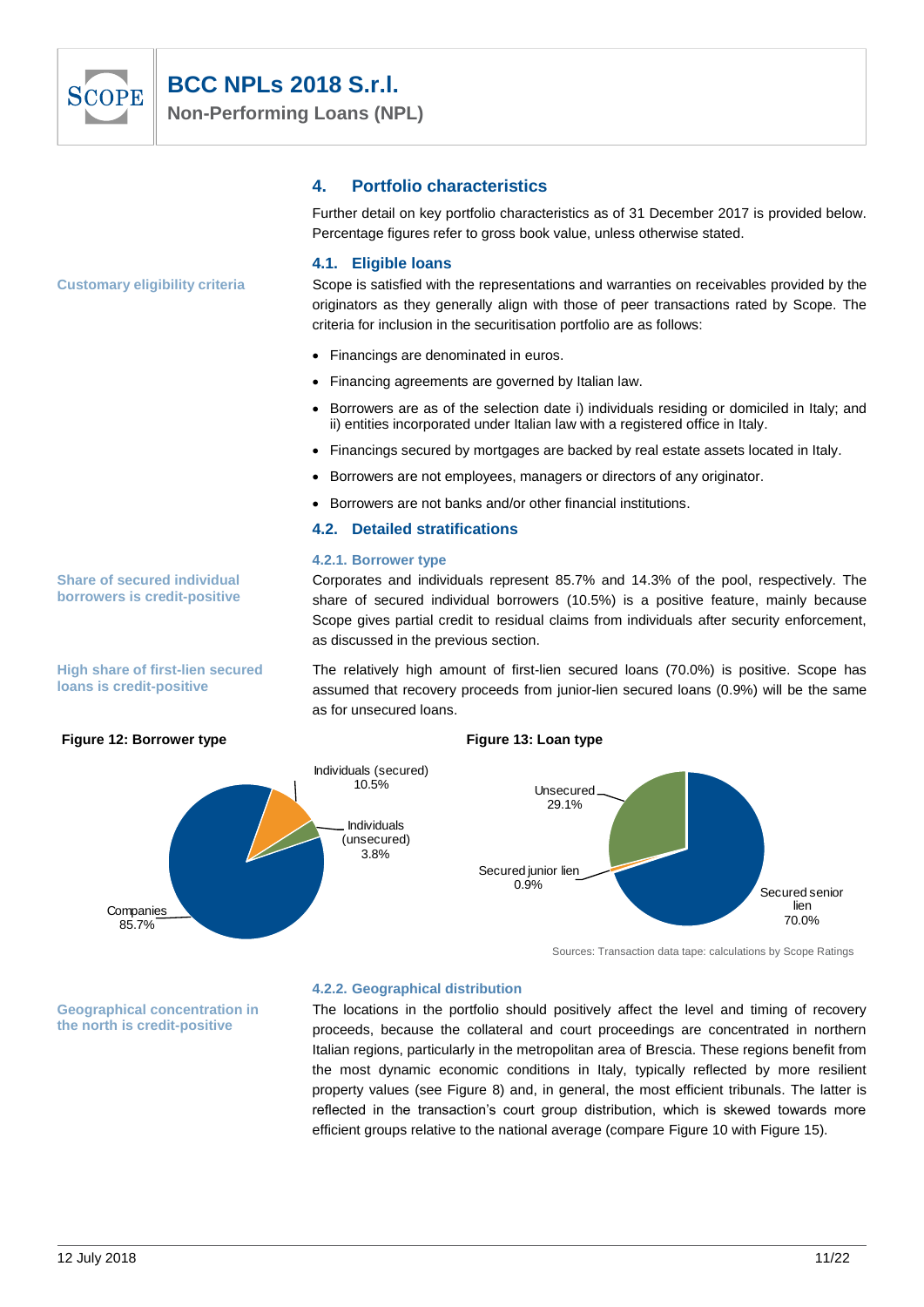## 4. Portfolio characteristics

Further detail on key portfolio characteristics as of 31 December 2017 is provided below. Percentage figures refer to gross book value, unless otherwise stated.

### 4.1. Eligible loans

**Customary eligibility criteria**

Scope is satisfied with the representations and warranties on receivables provided by the originators as they generally align with those of peer transactions rated by Scope. The criteria for inclusion in the securitisation portfolio are as follows:

- Financings are denominated in euros.
- Financing agreements are governed by Italian law.
- Borrowers are as of the selection date i) individuals residing or domiciled in Italy; and ii) entities incorporated under Italian law with a registered office in Italy.
- Financings secured by mortgages are backed by real estate assets located in Italy.
- Borrowers are not employees, managers or directors of any originator.
- Borrowers are not banks and/or other financial institutions.

### 4.2. Detailed stratifications

#### 4.2.1. Borrower type

**Share of secured individual borrowers is credit-positive**

Corporates and individuals represent 85.7% and 14.3% of the pool, respectively. The share of secured individual borrowers (10.5%) is a positive feature, mainly because Scope gives partial credit to residual claims from individuals after security enforcement, as discussed in the previous section.

**High share of first-lien secured loans is credit-positive**

The relatively high amount of first-lien secured loans (70.0%) is positive. Scope has assumed that recovery proceeds from junior-lien secured loans (0.9%) will be the same as for unsecured loans.

**Figure 12: Borrower type**

| Borrower type | Share |
|---|---|
| Companies | 85.7% |
| Individuals (secured) | 10.5% |
| Individuals (unsecured) | 3.8% |

**Figure 13: Loan type**

| Loan type | Share |
|---|---|
| Secured senior lien | 70.0% |
| Unsecured | 29.1% |
| Secured junior lien | 0.9% |

Sources: Transaction data tape: calculations by Scope Ratings

#### 4.2.2. Geographical distribution

**Geographical concentration in the north is credit-positive**

The locations in the portfolio should positively affect the level and timing of recovery proceeds, because the collateral and court proceedings are concentrated in northern Italian regions, particularly in the metropolitan area of Brescia. These regions benefit from the most dynamic economic conditions in Italy, typically reflected by more resilient property values (see Figure 8) and, in general, the most efficient tribunals. The latter is reflected in the transaction's court group distribution, which is skewed towards more efficient groups relative to the national average (compare Figure 10 with Figure 15).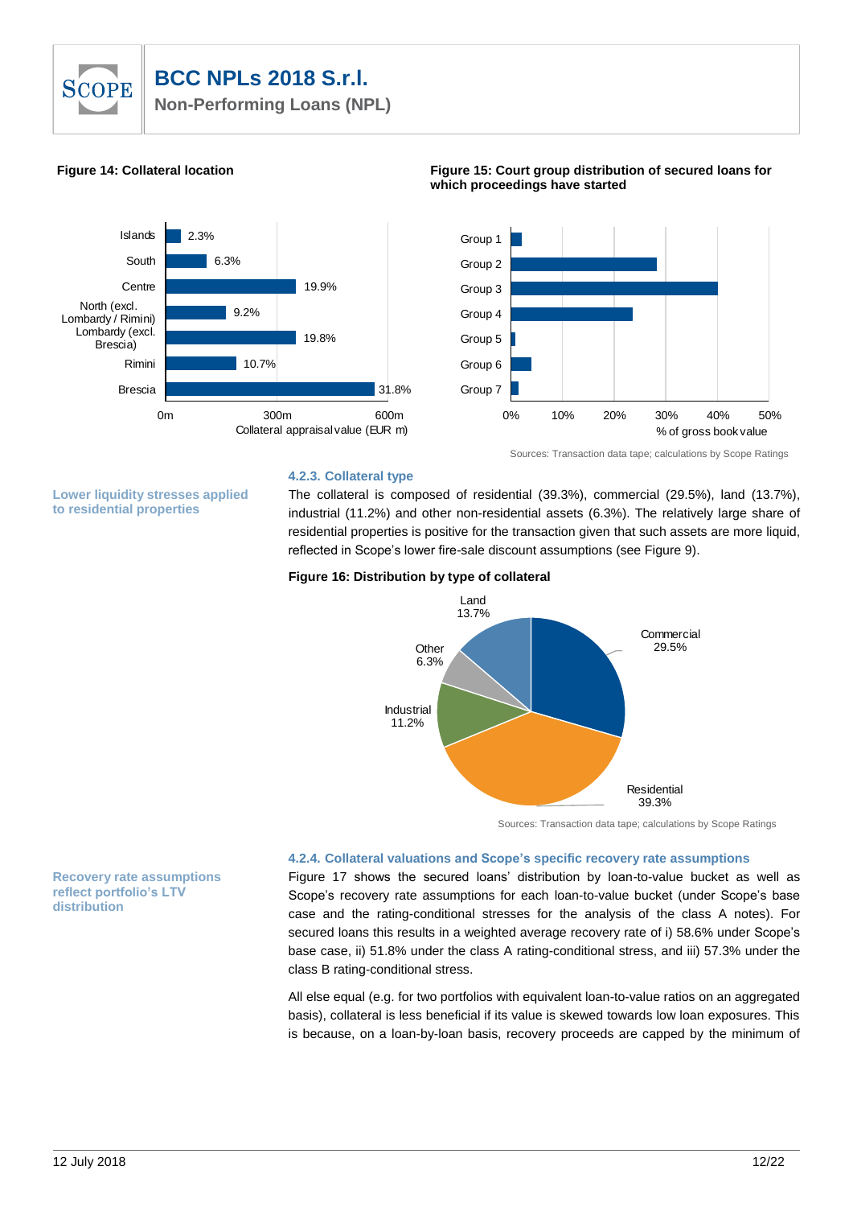**Figure 14: Collateral location**

| Region | Share |
|---|---|
| Islands | 2.3% |
| South | 6.3% |
| Centre | 19.9% |
| North (excl. Lombardy / Rimini) | 9.2% |
| Lombardy (excl. Brescia) | 19.8% |
| Rimini | 10.7% |
| Brescia | 31.8% |

Collateral appraisal value (EUR m)

**Figure 15: Court group distribution of secured loans for which proceedings have started**

Group 1, Group 2, Group 3, Group 4, Group 5, Group 6, Group 7

% of gross book value

Sources: Transaction data tape; calculations by Scope Ratings

### 4.2.3. Collateral type

**Lower liquidity stresses applied to residential properties**

The collateral is composed of residential (39.3%), commercial (29.5%), land (13.7%), industrial (11.2%) and other non-residential assets (6.3%). The relatively large share of residential properties is positive for the transaction given that such assets are more liquid, reflected in Scope's lower fire-sale discount assumptions (see Figure 9).

**Figure 16: Distribution by type of collateral**

| Type | Share |
|---|---|
| Land | 13.7% |
| Commercial | 29.5% |
| Residential | 39.3% |
| Industrial | 11.2% |
| Other | 6.3% |

Sources: Transaction data tape; calculations by Scope Ratings

### 4.2.4. Collateral valuations and Scope's specific recovery rate assumptions

**Recovery rate assumptions reflect portfolio's LTV distribution**

Figure 17 shows the secured loans' distribution by loan-to-value bucket as well as Scope's recovery rate assumptions for each loan-to-value bucket (under Scope's base case and the rating-conditional stresses for the analysis of the class A notes). For secured loans this results in a weighted average recovery rate of i) 58.6% under Scope's base case, ii) 51.8% under the class A rating-conditional stress, and iii) 57.3% under the class B rating-conditional stress.

All else equal (e.g. for two portfolios with equivalent loan-to-value ratios on an aggregated basis), collateral is less beneficial if its value is skewed towards low loan exposures. This is because, on a loan-by-loan basis, recovery proceeds are capped by the minimum of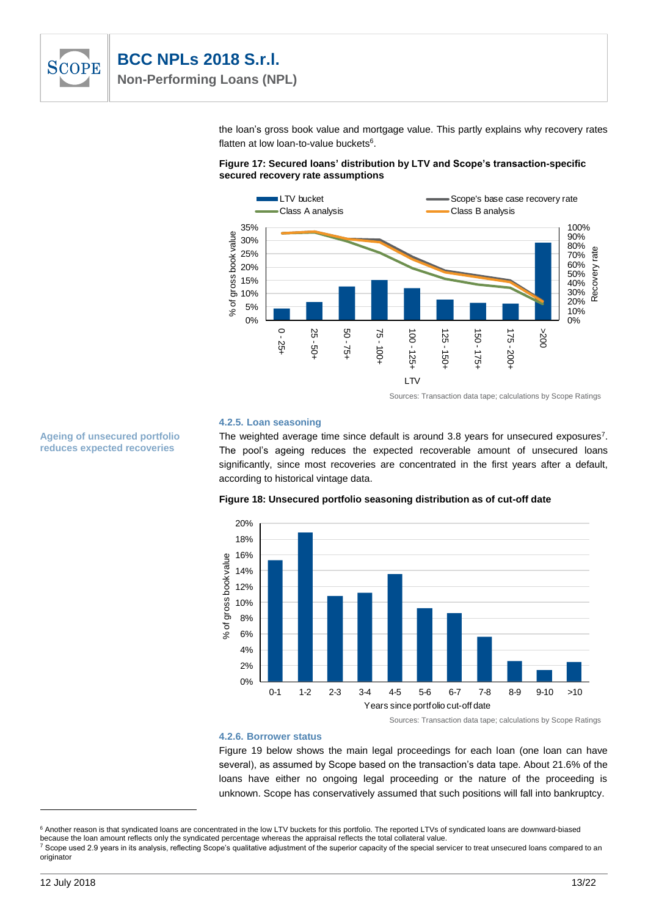the loan's gross book value and mortgage value. This partly explains why recovery rates flatten at low loan-to-value buckets[6].

**Figure 17: Secured loans' distribution by LTV and Scope's transaction-specific secured recovery rate assumptions**

Sources: Transaction data tape; calculations by Scope Ratings

#### 4.2.5. Loan seasoning

**Ageing of unsecured portfolio reduces expected recoveries**

The weighted average time since default is around 3.8 years for unsecured exposures[7]. The pool's ageing reduces the expected recoverable amount of unsecured loans significantly, since most recoveries are concentrated in the first years after a default, according to historical vintage data.

**Figure 18: Unsecured portfolio seasoning distribution as of cut-off date**

Sources: Transaction data tape; calculations by Scope Ratings

#### 4.2.6. Borrower status

Figure 19 below shows the main legal proceedings for each loan (one loan can have several), as assumed by Scope based on the transaction's data tape. About 21.6% of the loans have either no ongoing legal proceeding or the nature of the proceeding is unknown. Scope has conservatively assumed that such positions will fall into bankruptcy.

---

[6] Another reason is that syndicated loans are concentrated in the low LTV buckets for this portfolio. The reported LTVs of syndicated loans are downward-biased because the loan amount reflects only the syndicated percentage whereas the appraisal reflects the total collateral value.

[7] Scope used 2.9 years in its analysis, reflecting Scope's qualitative adjustment of the superior capacity of the special servicer to treat unsecured loans compared to an originator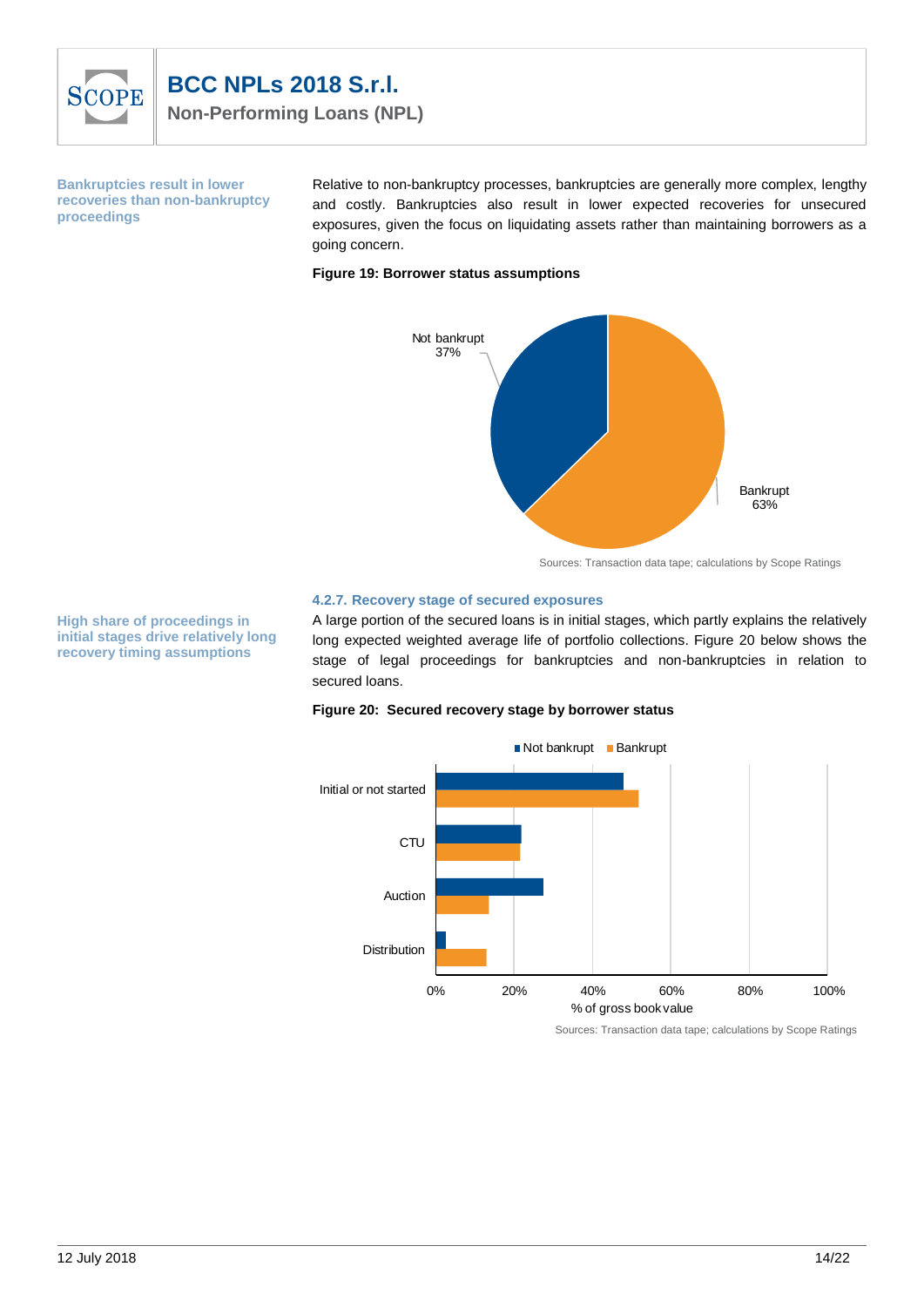**Bankruptcies result in lower recoveries than non-bankruptcy proceedings**

Relative to non-bankruptcy processes, bankruptcies are generally more complex, lengthy and costly. Bankruptcies also result in lower expected recoveries for unsecured exposures, given the focus on liquidating assets rather than maintaining borrowers as a going concern.

**Figure 19: Borrower status assumptions**

Not bankrupt 37%

Bankrupt 63%

Sources: Transaction data tape; calculations by Scope Ratings

### 4.2.7. Recovery stage of secured exposures

**High share of proceedings in initial stages drive relatively long recovery timing assumptions**

A large portion of the secured loans is in initial stages, which partly explains the relatively long expected weighted average life of portfolio collections. Figure 20 below shows the stage of legal proceedings for bankruptcies and non-bankruptcies in relation to secured loans.

**Figure 20: Secured recovery stage by borrower status**

Legend: Not bankrupt, Bankrupt

Categories: Initial or not started, CTU, Auction, Distribution

X-axis: % of gross book value (0%, 20%, 40%, 60%, 80%, 100%)

Sources: Transaction data tape; calculations by Scope Ratings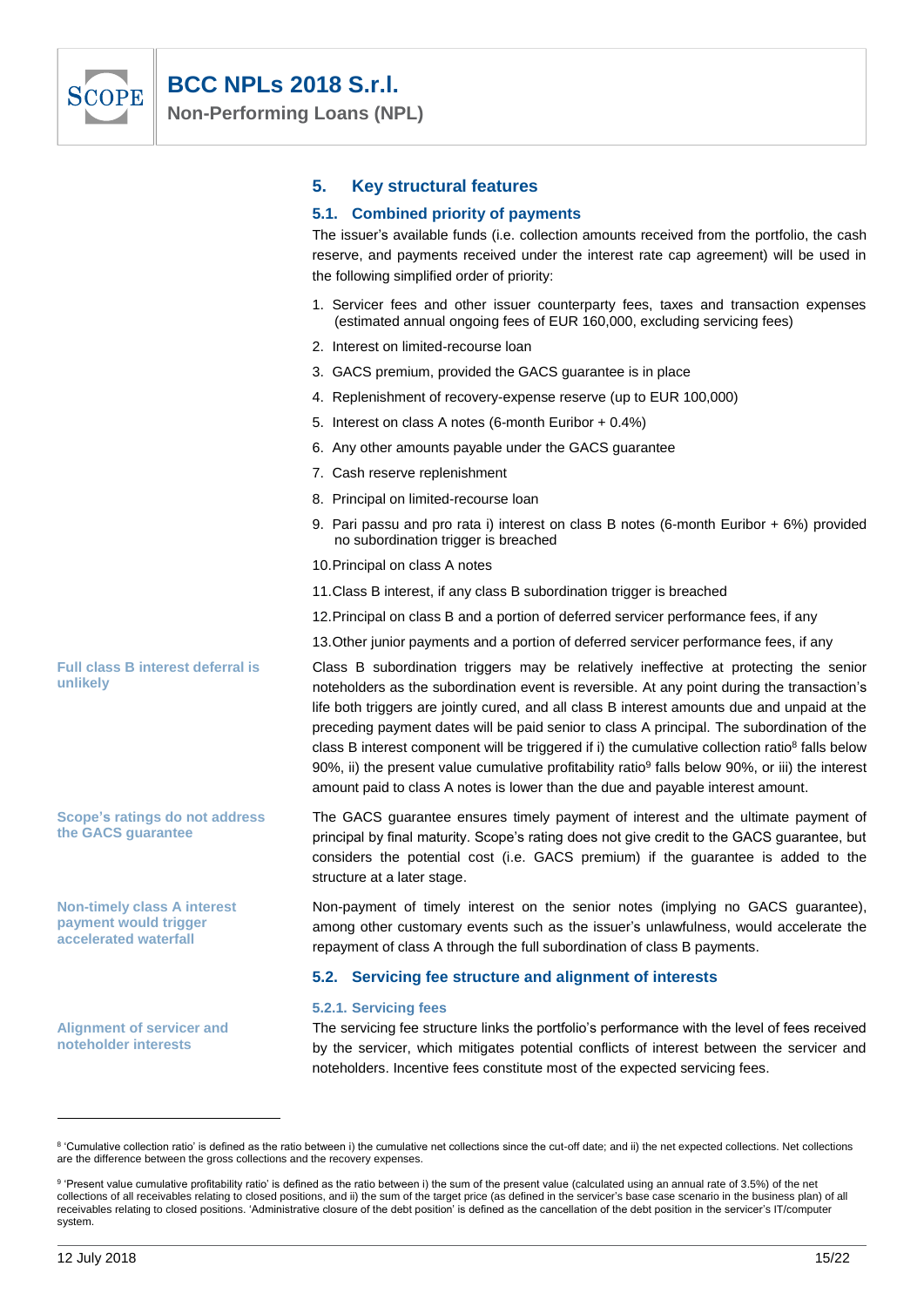## 5. Key structural features

### 5.1. Combined priority of payments

The issuer's available funds (i.e. collection amounts received from the portfolio, the cash reserve, and payments received under the interest rate cap agreement) will be used in the following simplified order of priority:

1. Servicer fees and other issuer counterparty fees, taxes and transaction expenses (estimated annual ongoing fees of EUR 160,000, excluding servicing fees)
2. Interest on limited-recourse loan
3. GACS premium, provided the GACS guarantee is in place
4. Replenishment of recovery-expense reserve (up to EUR 100,000)
5. Interest on class A notes (6-month Euribor + 0.4%)
6. Any other amounts payable under the GACS guarantee
7. Cash reserve replenishment
8. Principal on limited-recourse loan
9. Pari passu and pro rata i) interest on class B notes (6-month Euribor + 6%) provided no subordination trigger is breached
10. Principal on class A notes
11. Class B interest, if any class B subordination trigger is breached
12. Principal on class B and a portion of deferred servicer performance fees, if any
13. Other junior payments and a portion of deferred servicer performance fees, if any

**Full class B interest deferral is unlikely**

Class B subordination triggers may be relatively ineffective at protecting the senior noteholders as the subordination event is reversible. At any point during the transaction's life both triggers are jointly cured, and all class B interest amounts due and unpaid at the preceding payment dates will be paid senior to class A principal. The subordination of the class B interest component will be triggered if i) the cumulative collection ratio[8] falls below 90%, ii) the present value cumulative profitability ratio[9] falls below 90%, or iii) the interest amount paid to class A notes is lower than the due and payable interest amount.

**Scope's ratings do not address the GACS guarantee**

The GACS guarantee ensures timely payment of interest and the ultimate payment of principal by final maturity. Scope's rating does not give credit to the GACS guarantee, but considers the potential cost (i.e. GACS premium) if the guarantee is added to the structure at a later stage.

**Non-timely class A interest payment would trigger accelerated waterfall**

Non-payment of timely interest on the senior notes (implying no GACS guarantee), among other customary events such as the issuer's unlawfulness, would accelerate the repayment of class A through the full subordination of class B payments.

### 5.2. Servicing fee structure and alignment of interests

#### 5.2.1. Servicing fees

**Alignment of servicer and noteholder interests**

The servicing fee structure links the portfolio's performance with the level of fees received by the servicer, which mitigates potential conflicts of interest between the servicer and noteholders. Incentive fees constitute most of the expected servicing fees.

---

[8] 'Cumulative collection ratio' is defined as the ratio between i) the cumulative net collections since the cut-off date; and ii) the net expected collections. Net collections are the difference between the gross collections and the recovery expenses.

[9] 'Present value cumulative profitability ratio' is defined as the ratio between i) the sum of the present value (calculated using an annual rate of 3.5%) of the net collections of all receivables relating to closed positions, and ii) the sum of the target price (as defined in the servicer's base case scenario in the business plan) of all receivables relating to closed positions. 'Administrative closure of the debt position' is defined as the cancellation of the debt position in the servicer's IT/computer system.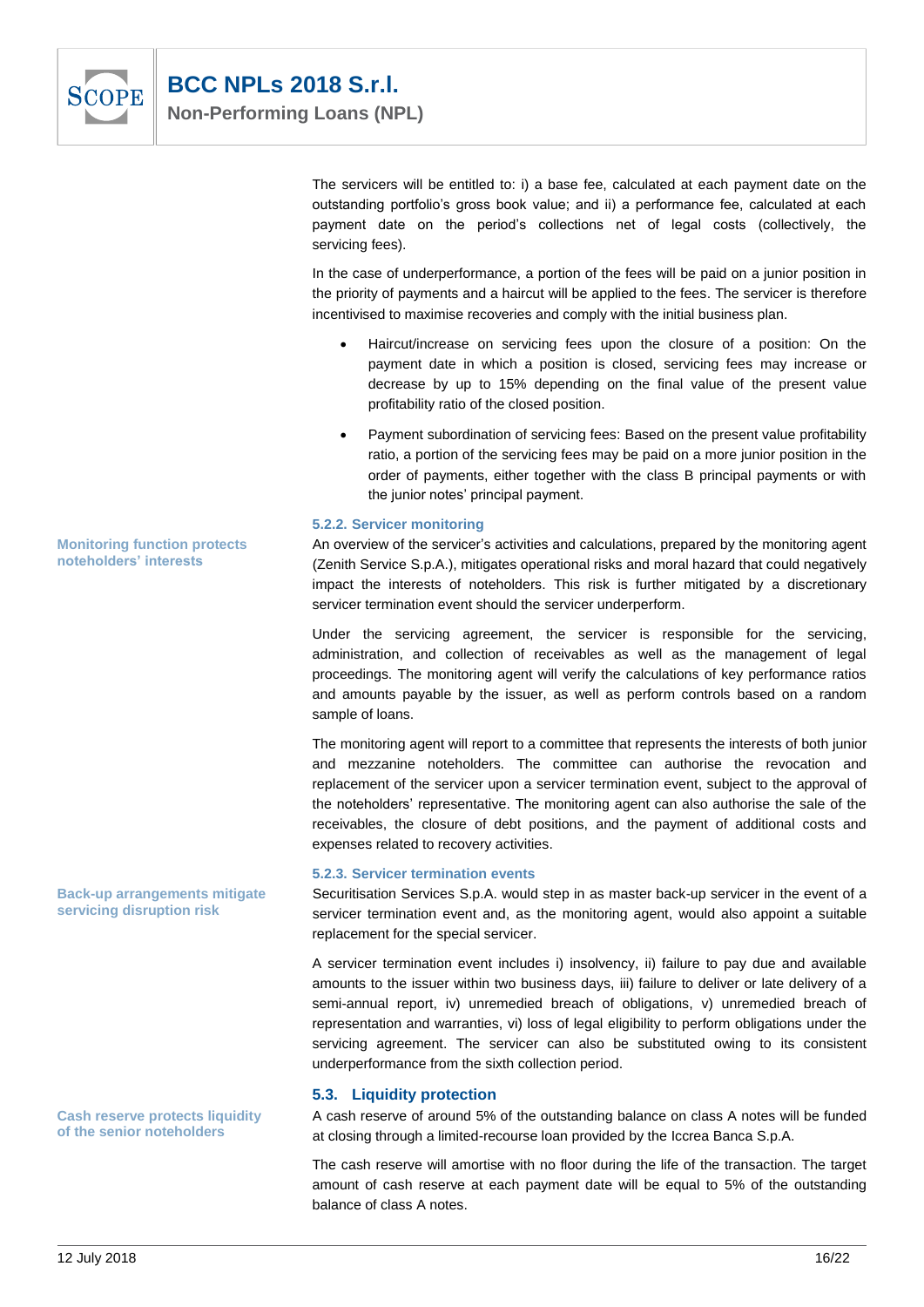The servicers will be entitled to: i) a base fee, calculated at each payment date on the outstanding portfolio's gross book value; and ii) a performance fee, calculated at each payment date on the period's collections net of legal costs (collectively, the servicing fees).

In the case of underperformance, a portion of the fees will be paid on a junior position in the priority of payments and a haircut will be applied to the fees. The servicer is therefore incentivised to maximise recoveries and comply with the initial business plan.

- Haircut/increase on servicing fees upon the closure of a position: On the payment date in which a position is closed, servicing fees may increase or decrease by up to 15% depending on the final value of the present value profitability ratio of the closed position.
- Payment subordination of servicing fees: Based on the present value profitability ratio, a portion of the servicing fees may be paid on a more junior position in the order of payments, either together with the class B principal payments or with the junior notes' principal payment.

#### 5.2.2. Servicer monitoring

**Monitoring function protects noteholders' interests**

An overview of the servicer's activities and calculations, prepared by the monitoring agent (Zenith Service S.p.A.), mitigates operational risks and moral hazard that could negatively impact the interests of noteholders. This risk is further mitigated by a discretionary servicer termination event should the servicer underperform.

Under the servicing agreement, the servicer is responsible for the servicing, administration, and collection of receivables as well as the management of legal proceedings. The monitoring agent will verify the calculations of key performance ratios and amounts payable by the issuer, as well as perform controls based on a random sample of loans.

The monitoring agent will report to a committee that represents the interests of both junior and mezzanine noteholders. The committee can authorise the revocation and replacement of the servicer upon a servicer termination event, subject to the approval of the noteholders' representative. The monitoring agent can also authorise the sale of the receivables, the closure of debt positions, and the payment of additional costs and expenses related to recovery activities.

#### 5.2.3. Servicer termination events

**Back-up arrangements mitigate servicing disruption risk**

Securitisation Services S.p.A. would step in as master back-up servicer in the event of a servicer termination event and, as the monitoring agent, would also appoint a suitable replacement for the special servicer.

A servicer termination event includes i) insolvency, ii) failure to pay due and available amounts to the issuer within two business days, iii) failure to deliver or late delivery of a semi-annual report, iv) unremedied breach of obligations, v) unremedied breach of representation and warranties, vi) loss of legal eligibility to perform obligations under the servicing agreement. The servicer can also be substituted owing to its consistent underperformance from the sixth collection period.

### 5.3. Liquidity protection

**Cash reserve protects liquidity of the senior noteholders**

A cash reserve of around 5% of the outstanding balance on class A notes will be funded at closing through a limited-recourse loan provided by the Iccrea Banca S.p.A.

The cash reserve will amortise with no floor during the life of the transaction. The target amount of cash reserve at each payment date will be equal to 5% of the outstanding balance of class A notes.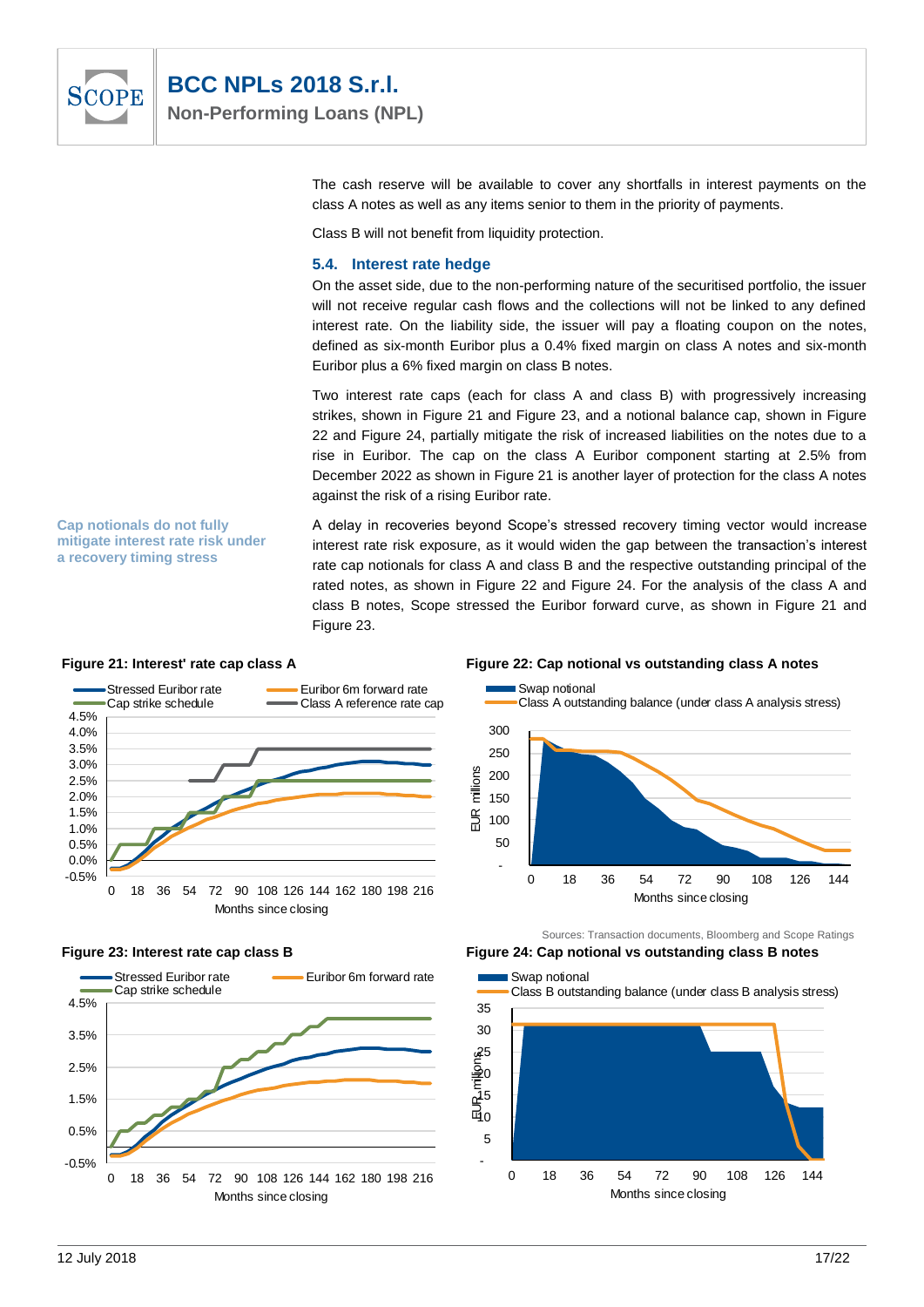The cash reserve will be available to cover any shortfalls in interest payments on the class A notes as well as any items senior to them in the priority of payments.

Class B will not benefit from liquidity protection.

### 5.4. Interest rate hedge

On the asset side, due to the non-performing nature of the securitised portfolio, the issuer will not receive regular cash flows and the collections will not be linked to any defined interest rate. On the liability side, the issuer will pay a floating coupon on the notes, defined as six-month Euribor plus a 0.4% fixed margin on class A notes and six-month Euribor plus a 6% fixed margin on class B notes.

Two interest rate caps (each for class A and class B) with progressively increasing strikes, shown in Figure 21 and Figure 23, and a notional balance cap, shown in Figure 22 and Figure 24, partially mitigate the risk of increased liabilities on the notes due to a rise in Euribor. The cap on the class A Euribor component starting at 2.5% from December 2022 as shown in Figure 21 is another layer of protection for the class A notes against the risk of a rising Euribor rate.

**Cap notionals do not fully mitigate interest rate risk under a recovery timing stress**

A delay in recoveries beyond Scope's stressed recovery timing vector would increase interest rate risk exposure, as it would widen the gap between the transaction's interest rate cap notionals for class A and class B and the respective outstanding principal of the rated notes, as shown in Figure 22 and Figure 24. For the analysis of the class A and class B notes, Scope stressed the Euribor forward curve, as shown in Figure 21 and Figure 23.

**Figure 21: Interest' rate cap class A**

**Figure 22: Cap notional vs outstanding class A notes**

Sources: Transaction documents, Bloomberg and Scope Ratings

**Figure 23: Interest rate cap class B**

**Figure 24: Cap notional vs outstanding class B notes**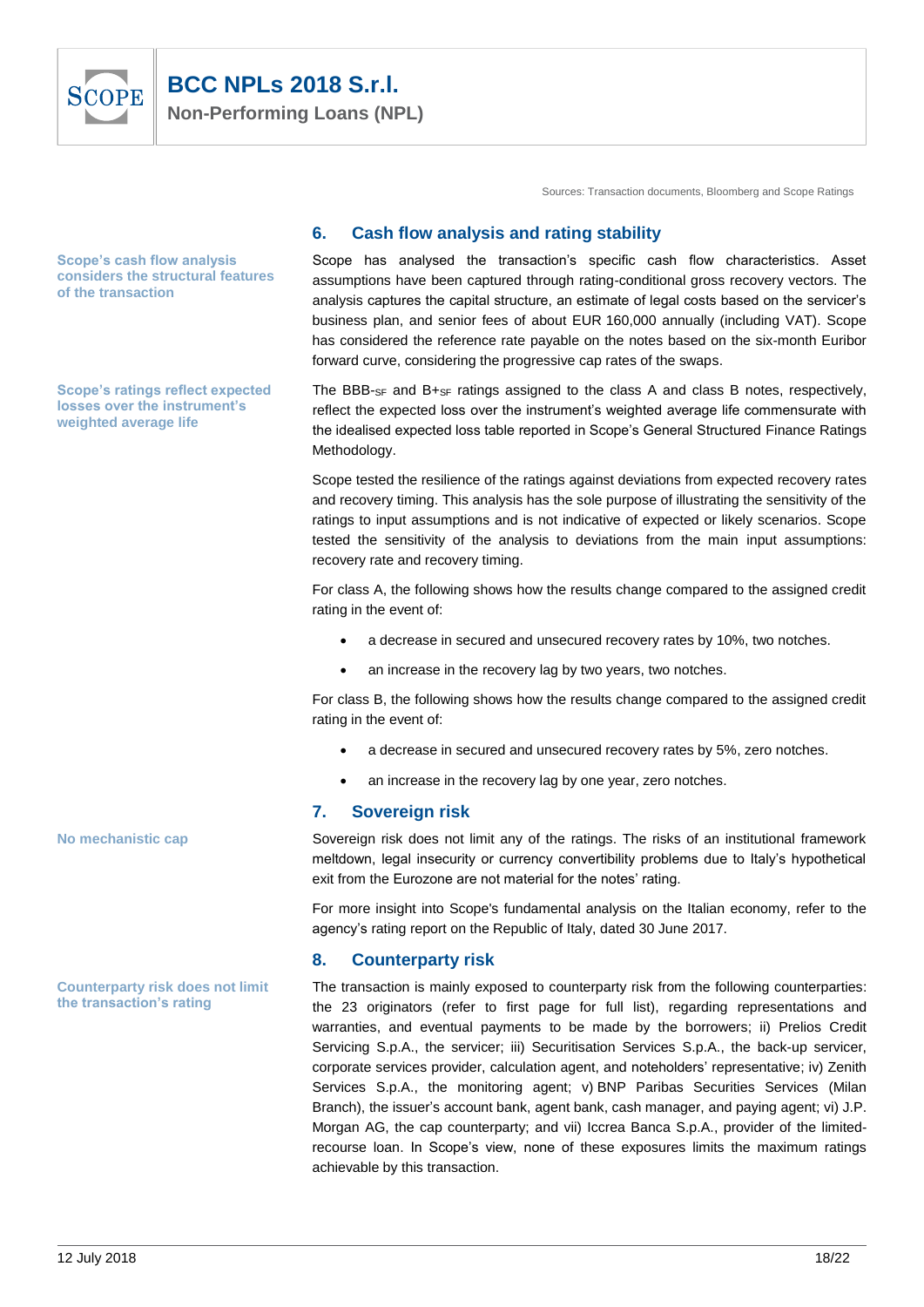Sources: Transaction documents, Bloomberg and Scope Ratings

## 6. Cash flow analysis and rating stability

**Scope's cash flow analysis considers the structural features of the transaction**

Scope has analysed the transaction's specific cash flow characteristics. Asset assumptions have been captured through rating-conditional gross recovery vectors. The analysis captures the capital structure, an estimate of legal costs based on the servicer's business plan, and senior fees of about EUR 160,000 annually (including VAT). Scope has considered the reference rate payable on the notes based on the six-month Euribor forward curve, considering the progressive cap rates of the swaps.

**Scope's ratings reflect expected losses over the instrument's weighted average life**

The BBB-$_{SF}$ and B+$_{SF}$ ratings assigned to the class A and class B notes, respectively, reflect the expected loss over the instrument's weighted average life commensurate with the idealised expected loss table reported in Scope's General Structured Finance Ratings Methodology.

Scope tested the resilience of the ratings against deviations from expected recovery rates and recovery timing. This analysis has the sole purpose of illustrating the sensitivity of the ratings to input assumptions and is not indicative of expected or likely scenarios. Scope tested the sensitivity of the analysis to deviations from the main input assumptions: recovery rate and recovery timing.

For class A, the following shows how the results change compared to the assigned credit rating in the event of:

- a decrease in secured and unsecured recovery rates by 10%, two notches.
- an increase in the recovery lag by two years, two notches.

For class B, the following shows how the results change compared to the assigned credit rating in the event of:

- a decrease in secured and unsecured recovery rates by 5%, zero notches.
- an increase in the recovery lag by one year, zero notches.

## 7. Sovereign risk

**No mechanistic cap**

Sovereign risk does not limit any of the ratings. The risks of an institutional framework meltdown, legal insecurity or currency convertibility problems due to Italy's hypothetical exit from the Eurozone are not material for the notes' rating.

For more insight into Scope's fundamental analysis on the Italian economy, refer to the agency's rating report on the Republic of Italy, dated 30 June 2017.

## 8. Counterparty risk

**Counterparty risk does not limit the transaction's rating**

The transaction is mainly exposed to counterparty risk from the following counterparties: the 23 originators (refer to first page for full list), regarding representations and warranties, and eventual payments to be made by the borrowers; ii) Prelios Credit Servicing S.p.A., the servicer; iii) Securitisation Services S.p.A., the back-up servicer, corporate services provider, calculation agent, and noteholders' representative; iv) Zenith Services S.p.A., the monitoring agent; v) BNP Paribas Securities Services (Milan Branch), the issuer's account bank, agent bank, cash manager, and paying agent; vi) J.P. Morgan AG, the cap counterparty; and vii) Iccrea Banca S.p.A., provider of the limited-recourse loan. In Scope's view, none of these exposures limits the maximum ratings achievable by this transaction.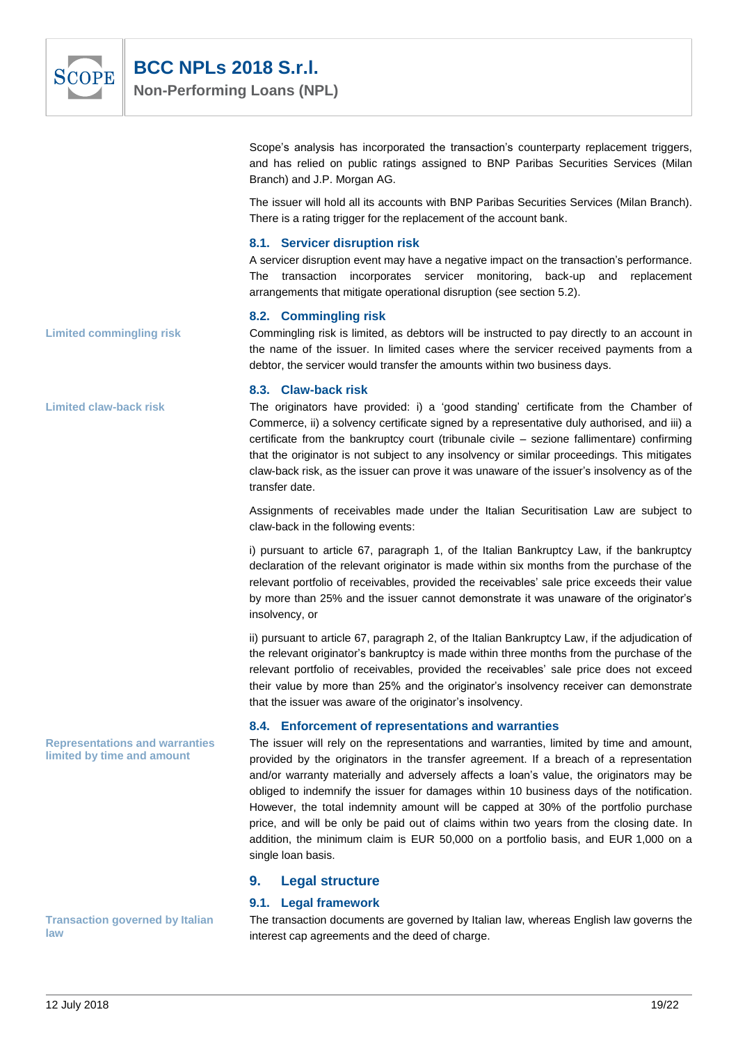Scope's analysis has incorporated the transaction's counterparty replacement triggers, and has relied on public ratings assigned to BNP Paribas Securities Services (Milan Branch) and J.P. Morgan AG.

The issuer will hold all its accounts with BNP Paribas Securities Services (Milan Branch). There is a rating trigger for the replacement of the account bank.

### 8.1. Servicer disruption risk

A servicer disruption event may have a negative impact on the transaction's performance. The transaction incorporates servicer monitoring, back-up and replacement arrangements that mitigate operational disruption (see section 5.2).

### 8.2. Commingling risk

**Limited commingling risk**

Commingling risk is limited, as debtors will be instructed to pay directly to an account in the name of the issuer. In limited cases where the servicer received payments from a debtor, the servicer would transfer the amounts within two business days.

### 8.3. Claw-back risk

**Limited claw-back risk**

The originators have provided: i) a 'good standing' certificate from the Chamber of Commerce, ii) a solvency certificate signed by a representative duly authorised, and iii) a certificate from the bankruptcy court (tribunale civile – sezione fallimentare) confirming that the originator is not subject to any insolvency or similar proceedings. This mitigates claw-back risk, as the issuer can prove it was unaware of the issuer's insolvency as of the transfer date.

Assignments of receivables made under the Italian Securitisation Law are subject to claw-back in the following events:

i) pursuant to article 67, paragraph 1, of the Italian Bankruptcy Law, if the bankruptcy declaration of the relevant originator is made within six months from the purchase of the relevant portfolio of receivables, provided the receivables' sale price exceeds their value by more than 25% and the issuer cannot demonstrate it was unaware of the originator's insolvency, or

ii) pursuant to article 67, paragraph 2, of the Italian Bankruptcy Law, if the adjudication of the relevant originator's bankruptcy is made within three months from the purchase of the relevant portfolio of receivables, provided the receivables' sale price does not exceed their value by more than 25% and the originator's insolvency receiver can demonstrate that the issuer was aware of the originator's insolvency.

### 8.4. Enforcement of representations and warranties

**Representations and warranties limited by time and amount**

The issuer will rely on the representations and warranties, limited by time and amount, provided by the originators in the transfer agreement. If a breach of a representation and/or warranty materially and adversely affects a loan's value, the originators may be obliged to indemnify the issuer for damages within 10 business days of the notification. However, the total indemnity amount will be capped at 30% of the portfolio purchase price, and will be only be paid out of claims within two years from the closing date. In addition, the minimum claim is EUR 50,000 on a portfolio basis, and EUR 1,000 on a single loan basis.

## 9. Legal structure

### 9.1. Legal framework

**Transaction governed by Italian law**

The transaction documents are governed by Italian law, whereas English law governs the interest cap agreements and the deed of charge.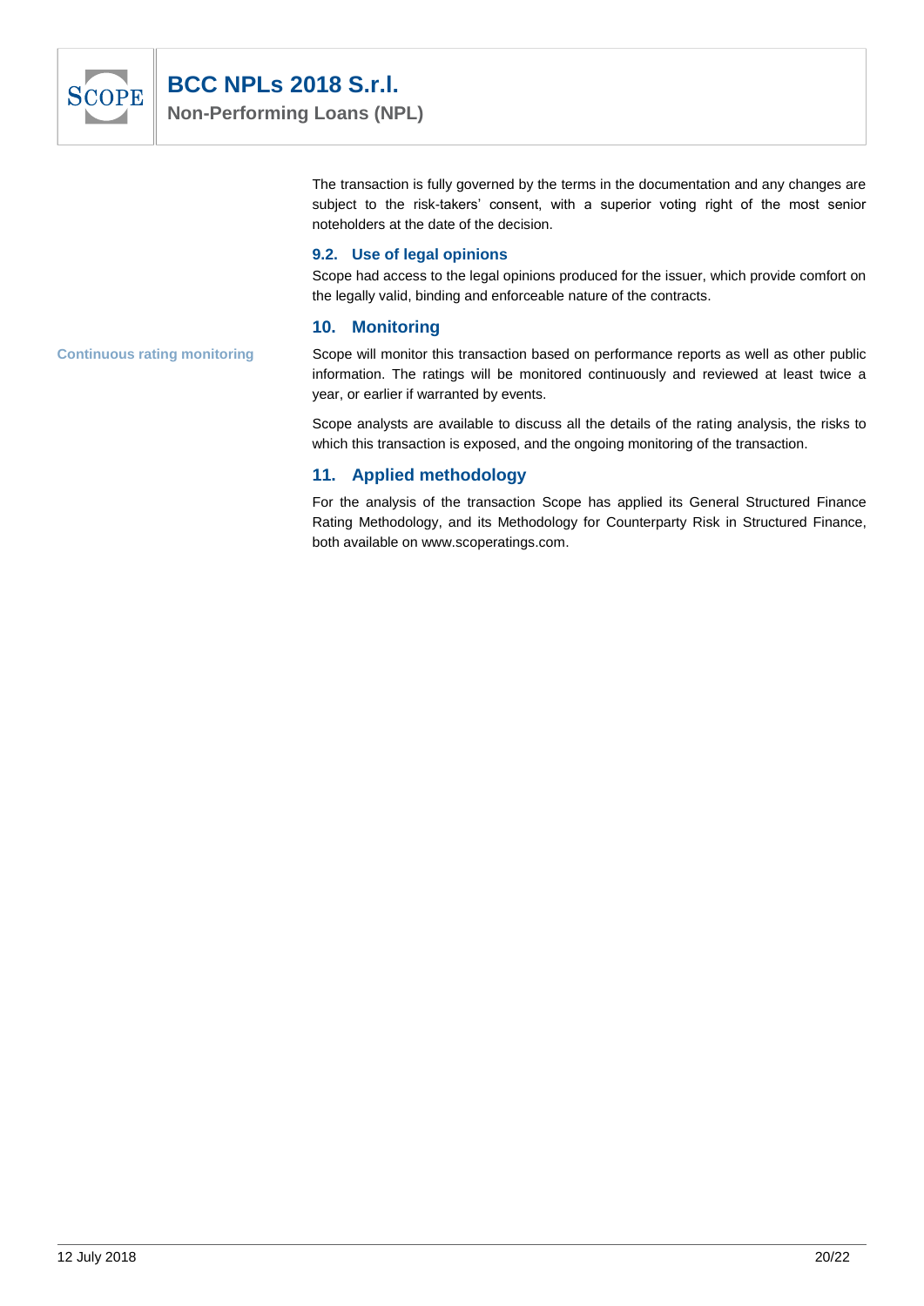The transaction is fully governed by the terms in the documentation and any changes are subject to the risk-takers' consent, with a superior voting right of the most senior noteholders at the date of the decision.

### 9.2. Use of legal opinions

Scope had access to the legal opinions produced for the issuer, which provide comfort on the legally valid, binding and enforceable nature of the contracts.

## 10. Monitoring

**Continuous rating monitoring**

Scope will monitor this transaction based on performance reports as well as other public information. The ratings will be monitored continuously and reviewed at least twice a year, or earlier if warranted by events.

Scope analysts are available to discuss all the details of the rating analysis, the risks to which this transaction is exposed, and the ongoing monitoring of the transaction.

## 11. Applied methodology

For the analysis of the transaction Scope has applied its General Structured Finance Rating Methodology, and its Methodology for Counterparty Risk in Structured Finance, both available on www.scoperatings.com.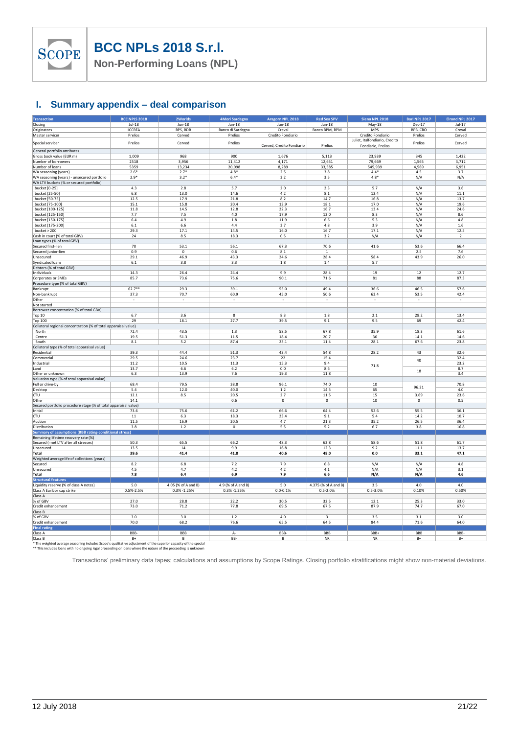# BCC NPLs 2018 S.r.l.

**Non-Performing Loans (NPL)**

## I. Summary appendix – deal comparison

| Transaction | BCC NPLS 2018 | 2Worlds | 4Mori Sardegna | Aragorn NPL 2018 | Red Sea SPV | Siena NPL 2018 | Bari NPL 2017 | Elrond NPL 2017 |
|---|---|---|---|---|---|---|---|---|
| Closing | Jul-18 | Jun-18 | Jun-18 | Jun-18 | Jun-18 | May-18 | Dec-17 | Jul-17 |
| Originators | ICCREA | BPS, BDB | Banco di Sardegna | Creval | Banco BPM, BPM | MPS | BPB, CRO | Creval |
| Master servicer | Prelios | Cerved | Prelios | Credito Fondiario | | Credito Fondiario | Prelios | Cerved |
| Special servicer | Prelios | Cerved | Prelios | Cerved, Credito Fondiario | Prelios | Juliet, Italfondiario, Credito Fondiario, Prelios | Prelios | Cerved |
| General portfolio attributes | | | | | | | | |
| Gross book value (EUR m) | 1,009 | 968 | 900 | 1,676 | 5,113 | 23,939 | 345 | 1,422 |
| Number of borrowers | 2518 | 3,956 | 11,412 | 4,171 | 12,651 | 79,669 | 1,565 | 3,712 |
| Number of loans | 5359 | 13,234 | 20,098 | 8,289 | 33,585 | 545,939 | 4,569 | 6,951 |
| WA seasoning (years) | 2.6* | 2.7* | 4.8* | 2.5 | 3.8 | 4.4* | 4.5 | 3.7 |
| WA seasoning (years) - unsecured portfolio | 2.9* | 3.2* | 6.4* | 3.2 | 3.5 | 4.8* | N/A | N/A |
| WA LTV buckets (% or secured portfolio) | | | | | | | | |
| bucket [0-25] | 4.3 | 2.8 | 5.7 | 2.0 | 2.3 | 5.7 | N/A | 3.6 |
| bucket [25-50] | 6.8 | 13.0 | 14.6 | 4.2 | 8.1 | 12.4 | N/A | 11.1 |
| bucket [50-75] | 12.5 | 17.9 | 21.8 | 8.2 | 14.7 | 16.8 | N/A | 13.7 |
| bucket [75-100] | 15.1 | 15.8 | 20.4 | 13.9 | 18.1 | 17.0 | N/A | 19.6 |
| bucket [100-125] | 11.8 | 14.5 | 12.8 | 22.3 | 16.7 | 13.4 | N/A | 24.6 |
| bucket [125-150] | 7.7 | 7.5 | 4.0 | 17.9 | 12.0 | 8.3 | N/A | 8.6 |
| bucket [150-175] | 6.4 | 4.9 | 1.8 | 11.9 | 6.6 | 5.3 | N/A | 4.8 |
| bucket [175-200] | 6.1 | 6.6 | 4.4 | 3.7 | 4.8 | 3.9 | N/A | 1.6 |
| bucket > 200 | 29.3 | 17.1 | 14.5 | 16.0 | 16.7 | 17.1 | N/A | 12.5 |
| Cash in court (% of total GBV) | 24 | 8.5 | 18.3 | 0.5 | 3.2 | N/A | N/A | 2 |
| Loan types (% of total GBV) | | | | | | | | |
| Secured first-lien | 70 | 53.1 | 56.1 | 67.3 | 70.6 | 41.6 | 53.6 | 66.4 |
| Secured junior-lien | 0.9 | 0 | 0.6 | 8.1 | 1 | | 2.5 | 7.6 |
| Unsecured | 29.1 | 46.9 | 43.3 | 24.6 | 28.4 | 58.4 | 43.9 | 26.0 |
| Syndicated loans | 6.1 | 3.8 | 3.3 | 1.8 | 1.4 | 5.7 | | |
| Debtors (% of total GBV) | | | | | | | | |
| Individuals | 14.3 | 26.4 | 24.4 | 9.9 | 28.4 | 19 | 12 | 12.7 |
| Corporates or SMEs | 85.7 | 73.6 | 75.6 | 90.1 | 71.6 | 81 | 88 | 87.3 |
| Procedure type (% of total GBV) | | | | | | | | |
| Bankrupt | 62.7** | 29.3 | 39.1 | 55.0 | 49.4 | 36.6 | 46.5 | 57.6 |
| Non-bankrupt | 37.3 | 70.7 | 60.9 | 45.0 | 50.6 | 63.4 | 53.5 | 42.4 |
| Other | - | - | - | - | - | - | - | - |
| Not started | | | | | | | | |
| Borrower concentration (% of total GBV) | | | | | | | | |
| Top 10 | 6.7 | 3.6 | 8 | 8.3 | 1.8 | 2.1 | 28.2 | 13.4 |
| Top 100 | 29 | 18.1 | 27.7 | 39.5 | 9.1 | 9.5 | 69 | 42.4 |
| Collateral regional concentration (% of total apparaisal value) | | | | | | | | |
| North | 72.4 | 43.5 | 1.3 | 58.5 | 67.8 | 35.9 | 18.3 | 61.6 |
| Centre | 19.5 | 51.3 | 11.5 | 18.4 | 20.7 | 36 | 14.1 | 14.6 |
| South | 8.1 | 5.2 | 87.4 | 23.1 | 11.4 | 28.1 | 67.6 | 23.8 |
| Collateral type (% of total apparaisal value) | | | | | | | | |
| Residential | 39.3 | 44.4 | 51.3 | 43.4 | 54.8 | 28.2 | 43 | 32.6 |
| Commercial | 29.5 | 24.6 | 23.7 | 22 | 15.4 | 71.8 | 40 | 32.4 |
| Industrial | 11.2 | 10.5 | 11.3 | 15.3 | 9.4 | | | 23.2 |
| Land | 13.7 | 6.6 | 6.2 | 0.0 | 8.6 | | 18 | 8.7 |
| Other or unknown | 6.3 | 13.9 | 7.6 | 19.3 | 11.8 | | | 3.4 |
| Valuation type (% of total apparaisal value) | | | | | | | | |
| Full or drive-by | 68.4 | 79.5 | 38.8 | 96.1 | 74.0 | 10 | 96.31 | 70.8 |
| Desktop | 5.4 | 12.0 | 40.0 | 1.2 | 14.5 | 65 | | 4.0 |
| CTU | 12.1 | 8.5 | 20.5 | 2.7 | 11.5 | 15 | 3.69 | 23.6 |
| Other | 14.1 | | 0.6 | 0 | 0 | 10 | 0 | 0.5 |
| Secured portfolio procedure stage (% of total apparaisal value) | | | | | | | | |
| Initial | 73.6 | 75.6 | 61.2 | 66.6 | 64.4 | 52.6 | 55.5 | 36.1 |
| CTU | 11 | 6.3 | 18.3 | 23.4 | 9.1 | 5.4 | 14.2 | 10.7 |
| Auction | 11.5 | 16.9 | 20.5 | 4.7 | 21.3 | 35.2 | 26.5 | 36.4 |
| Distribution | 3.8 | 1.2 | 0 | 5.5 | 5.2 | 6.7 | 3.8 | 16.8 |
| **Summary of assumptions (BBB rating-conditional stress)** | | | | | | | | |
| Remaining lifetime recovery rate (%) | | | | | | | | |
| Secured (=net LTV after all stresses) | 50.3 | 65.5 | 66.2 | 48.3 | 62.8 | 58.6 | 51.8 | 61.7 |
| Unsecured | 13.5 | 14 | 9.9 | 16.8 | 12.3 | 9.2 | 11.1 | 13.7 |
| **Total** | **39.6** | **41.4** | **41.8** | **40.6** | **48.0** | **0.0** | **33.1** | **47.1** |
| Weighted average life of collections (years) | | | | | | | | |
| Secured | 8.2 | 6.8 | 7.2 | 7.9 | 6.8 | N/A | N/A | 4.8 |
| Unsecured | 4.5 | 4.7 | 4.2 | 4.2 | 4.1 | N/A | N/A | 3.1 |
| **Total** | **7.8** | **6.4** | **6.9** | **7.9** | **6.6** | **N/A** | **N/A** | **4.6** |
| **Structural features** | | | | | | | | |
| Liquidity reserve (% of class A notes) | 5.0 | 4.05 (% of A and B) | 4.9 (% of A and B) | 5.0 | 4.375 (% of A and B) | 3.5 | 4.0 | 4.0 |
| Class A Euribor cap strike | 0.5%-2.5% | 0.3% -1.25% | 0.3% -1.25% | 0.0-0.1% | 0.5-2.0% | 0.5-3.0% | 0.10% | 0.50% |
| Class A | | | | | | | | |
| % of GBV | 27.0 | 28.8 | 22.2 | 30.5 | 32.5 | 12.1 | 25.3 | 33.0 |
| Credit enhancement | 73.0 | 71.2 | 77.8 | 69.5 | 67.5 | 87.9 | 74.7 | 67.0 |
| Class B | | | | | | | | |
| % of GBV | 3.0 | 3.0 | 1.2 | 4.0 | 3 | 3.5 | 3.1 | 3.0 |
| Credit enhancement | 70.0 | 68.2 | 76.6 | 65.5 | 64.5 | 84.4 | 71.6 | 64.0 |
| **Final rating** | | | | | | | | |
| Class A | BBB- | BBB | A- | BBB- | BBB | BBB+ | BBB | BBB- |
| Class B | B+ | B | BB- | B | NR | NR | B+ | B+ |

\* The weighted average seasoning includes Scope's qualitative adjustment of the superior capacity of the special

\*\* This includes loans with no ongoing legal proceeding or loans where the nature of the proceeding is unknown

Transactions' preliminary data tapes; calculations and assumptions by Scope Ratings. Closing portfolio stratifications might show non-material deviations.

12 July 2018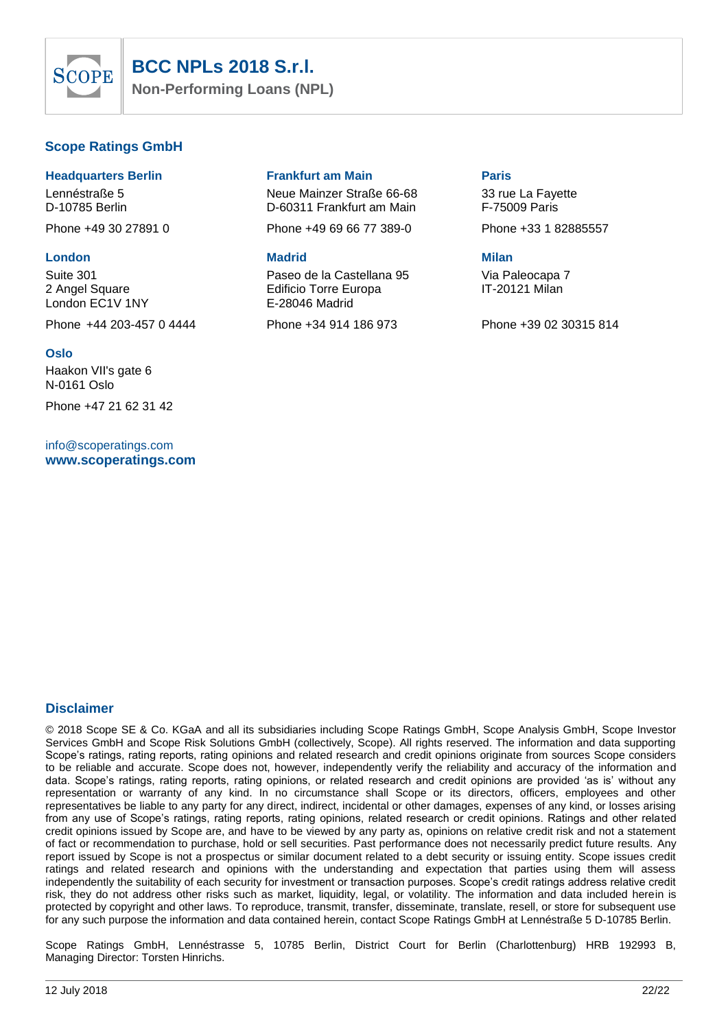## Scope Ratings GmbH

### Headquarters Berlin

Lennéstraße 5
D-10785 Berlin

Phone +49 30 27891 0

### Frankfurt am Main

Neue Mainzer Straße 66-68
D-60311 Frankfurt am Main

Phone +49 69 66 77 389-0

### Paris

33 rue La Fayette
F-75009 Paris

Phone +33 1 82885557

### London

Suite 301
2 Angel Square
London EC1V 1NY

Phone +44 203-457 0 4444

### Madrid

Paseo de la Castellana 95
Edificio Torre Europa
E-28046 Madrid

Phone +34 914 186 973

### Milan

Via Paleocapa 7
IT-20121 Milan

Phone +39 02 30315 814

### Oslo

Haakon VII's gate 6
N-0161 Oslo

Phone +47 21 62 31 42

info@scoperatings.com
**www.scoperatings.com**

## Disclaimer

© 2018 Scope SE & Co. KGaA and all its subsidiaries including Scope Ratings GmbH, Scope Analysis GmbH, Scope Investor Services GmbH and Scope Risk Solutions GmbH (collectively, Scope). All rights reserved. The information and data supporting Scope's ratings, rating reports, rating opinions and related research and credit opinions originate from sources Scope considers to be reliable and accurate. Scope does not, however, independently verify the reliability and accuracy of the information and data. Scope's ratings, rating reports, rating opinions, or related research and credit opinions are provided 'as is' without any representation or warranty of any kind. In no circumstance shall Scope or its directors, officers, employees and other representatives be liable to any party for any direct, indirect, incidental or other damages, expenses of any kind, or losses arising from any use of Scope's ratings, rating reports, rating opinions, related research or credit opinions. Ratings and other related credit opinions issued by Scope are, and have to be viewed by any party as, opinions on relative credit risk and not a statement of fact or recommendation to purchase, hold or sell securities. Past performance does not necessarily predict future results. Any report issued by Scope is not a prospectus or similar document related to a debt security or issuing entity. Scope issues credit ratings and related research and opinions with the understanding and expectation that parties using them will assess independently the suitability of each security for investment or transaction purposes. Scope's credit ratings address relative credit risk, they do not address other risks such as market, liquidity, legal, or volatility. The information and data included herein is protected by copyright and other laws. To reproduce, transmit, transfer, disseminate, translate, resell, or store for subsequent use for any such purpose the information and data contained herein, contact Scope Ratings GmbH at Lennéstraße 5 D-10785 Berlin.

Scope Ratings GmbH, Lennéstrasse 5, 10785 Berlin, District Court for Berlin (Charlottenburg) HRB 192993 B, Managing Director: Torsten Hinrichs.